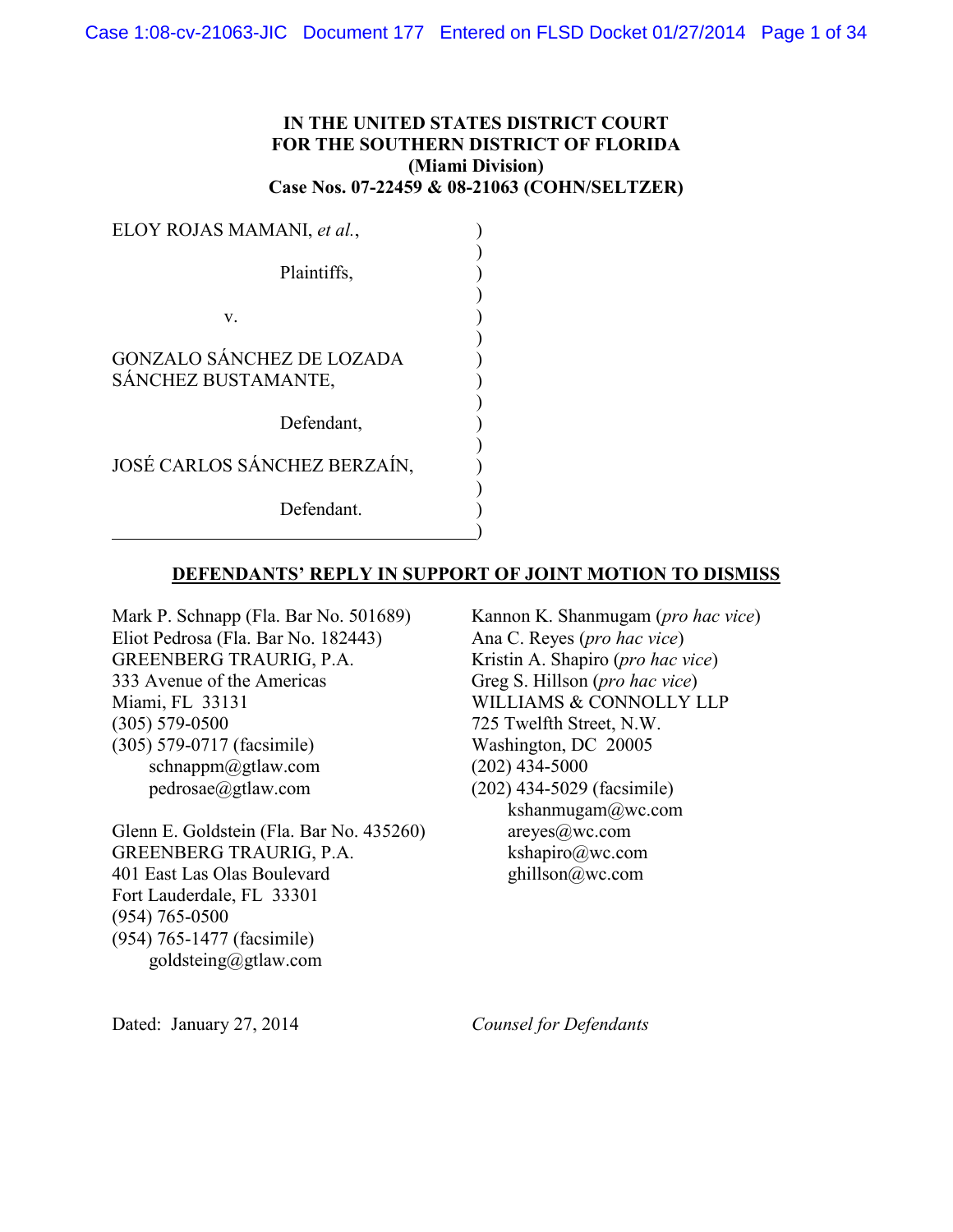**IN THE UNITED STATES DISTRICT COURT**
**FOR THE SOUTHERN DISTRICT OF FLORIDA**
**(Miami Division)**
**Case Nos. 07-22459 & 08-21063 (COHN/SELTZER)**

ELOY ROJAS MAMANI, *et al.*,

Plaintiffs,

v.

GONZALO SÁNCHEZ DE LOZADA SÁNCHEZ BUSTAMANTE,

Defendant,

JOSÉ CARLOS SÁNCHEZ BERZAÍN,

Defendant.

**DEFENDANTS' REPLY IN SUPPORT OF JOINT MOTION TO DISMISS**

Mark P. Schnapp (Fla. Bar No. 501689)
Eliot Pedrosa (Fla. Bar No. 182443)
GREENBERG TRAURIG, P.A.
333 Avenue of the Americas
Miami, FL 33131
(305) 579-0500
(305) 579-0717 (facsimile)
schnappm@gtlaw.com
pedrosae@gtlaw.com

Glenn E. Goldstein (Fla. Bar No. 435260)
GREENBERG TRAURIG, P.A.
401 East Las Olas Boulevard
Fort Lauderdale, FL 33301
(954) 765-0500
(954) 765-1477 (facsimile)
goldsteing@gtlaw.com

Kannon K. Shanmugam (*pro hac vice*)
Ana C. Reyes (*pro hac vice*)
Kristin A. Shapiro (*pro hac vice*)
Greg S. Hillson (*pro hac vice*)
WILLIAMS & CONNOLLY LLP
725 Twelfth Street, N.W.
Washington, DC 20005
(202) 434-5000
(202) 434-5029 (facsimile)
kshanmugam@wc.com
areyes@wc.com
kshapiro@wc.com
ghillson@wc.com

Dated: January 27, 2014

*Counsel for Defendants*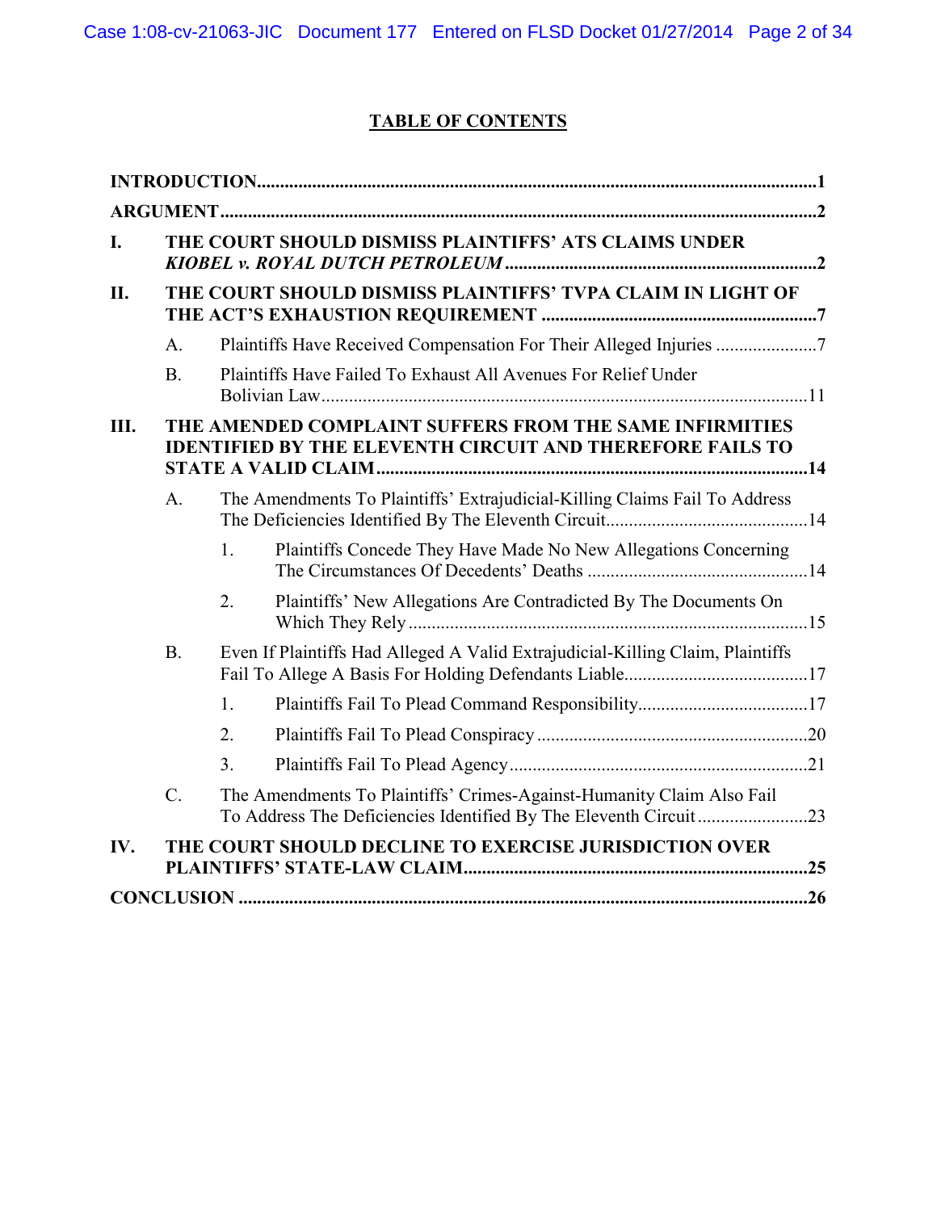# TABLE OF CONTENTS

**INTRODUCTION** .......... **1**

**ARGUMENT** .......... **2**

**I. THE COURT SHOULD DISMISS PLAINTIFFS' ATS CLAIMS UNDER *KIOBEL v. ROYAL DUTCH PETROLEUM*** .......... **2**

**II. THE COURT SHOULD DISMISS PLAINTIFFS' TVPA CLAIM IN LIGHT OF THE ACT'S EXHAUSTION REQUIREMENT** .......... **7**

- A. Plaintiffs Have Received Compensation For Their Alleged Injuries .......... 7
- B. Plaintiffs Have Failed To Exhaust All Avenues For Relief Under Bolivian Law .......... 11

**III. THE AMENDED COMPLAINT SUFFERS FROM THE SAME INFIRMITIES IDENTIFIED BY THE ELEVENTH CIRCUIT AND THEREFORE FAILS TO STATE A VALID CLAIM** .......... **14**

- A. The Amendments To Plaintiffs' Extrajudicial-Killing Claims Fail To Address The Deficiencies Identified By The Eleventh Circuit .......... 14
  1. Plaintiffs Concede They Have Made No New Allegations Concerning The Circumstances Of Decedents' Deaths .......... 14
  2. Plaintiffs' New Allegations Are Contradicted By The Documents On Which They Rely .......... 15
- B. Even If Plaintiffs Had Alleged A Valid Extrajudicial-Killing Claim, Plaintiffs Fail To Allege A Basis For Holding Defendants Liable .......... 17
  1. Plaintiffs Fail To Plead Command Responsibility .......... 17
  2. Plaintiffs Fail To Plead Conspiracy .......... 20
  3. Plaintiffs Fail To Plead Agency .......... 21
- C. The Amendments To Plaintiffs' Crimes-Against-Humanity Claim Also Fail To Address The Deficiencies Identified By The Eleventh Circuit .......... 23

**IV. THE COURT SHOULD DECLINE TO EXERCISE JURISDICTION OVER PLAINTIFFS' STATE-LAW CLAIM** .......... **25**

**CONCLUSION** .......... **26**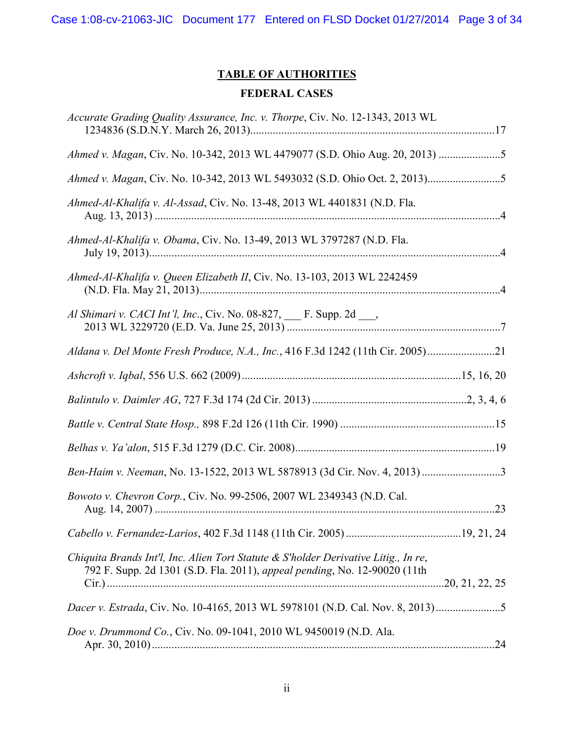# TABLE OF AUTHORITIES

## FEDERAL CASES

*Accurate Grading Quality Assurance, Inc. v. Thorpe*, Civ. No. 12-1343, 2013 WL 1234836 (S.D.N.Y. March 26, 2013)....................................................................................17

*Ahmed v. Magan*, Civ. No. 10-342, 2013 WL 4479077 (S.D. Ohio Aug. 20, 2013) ......................5

*Ahmed v. Magan*, Civ. No. 10-342, 2013 WL 5493032 (S.D. Ohio Oct. 2, 2013)..........................5

*Ahmed-Al-Khalifa v. Al-Assad*, Civ. No. 13-48, 2013 WL 4401831 (N.D. Fla. Aug. 13, 2013) ..........................................................................................................................4

*Ahmed-Al-Khalifa v. Obama*, Civ. No. 13-49, 2013 WL 3797287 (N.D. Fla. July 19, 2013)...........................................................................................................................4

*Ahmed-Al-Khalifa v. Queen Elizabeth II*, Civ. No. 13-103, 2013 WL 2242459 (N.D. Fla. May 21, 2013)..........................................................................................................4

*Al Shimari v. CACI Int'l, Inc.*, Civ. No. 08-827, ___ F. Supp. 2d ___, 2013 WL 3229720 (E.D. Va. June 25, 2013) ...........................................................................7

*Aldana v. Del Monte Fresh Produce, N.A., Inc.*, 416 F.3d 1242 (11th Cir. 2005)........................21

*Ashcroft v. Iqbal*, 556 U.S. 662 (2009)............................................................................15, 16, 20

*Balintulo v. Daimler AG*, 727 F.3d 174 (2d Cir. 2013) ......................................................2, 3, 4, 6

*Battle v. Central State Hosp.,* 898 F.2d 126 (11th Cir. 1990) .......................................................15

*Belhas v. Ya'alon*, 515 F.3d 1279 (D.C. Cir. 2008).......................................................................19

*Ben-Haim v. Neeman*, No. 13-1522, 2013 WL 5878913 (3d Cir. Nov. 4, 2013) ............................3

*Bowoto v. Chevron Corp.*, Civ. No. 99-2506, 2007 WL 2349343 (N.D. Cal. Aug. 14, 2007) .........................................................................................................................23

*Cabello v. Fernandez-Larios*, 402 F.3d 1148 (11th Cir. 2005).........................................19, 21, 24

*Chiquita Brands Int'l, Inc. Alien Tort Statute & S'holder Derivative Litig., In re*, 792 F. Supp. 2d 1301 (S.D. Fla. 2011), *appeal pending*, No. 12-90020 (11th Cir.)........................................................................................................................20, 21, 22, 25

*Dacer v. Estrada*, Civ. No. 10-4165, 2013 WL 5978101 (N.D. Cal. Nov. 8, 2013).......................5

*Doe v. Drummond Co.*, Civ. No. 09-1041, 2010 WL 9450019 (N.D. Ala. Apr. 30, 2010).........................................................................................................................24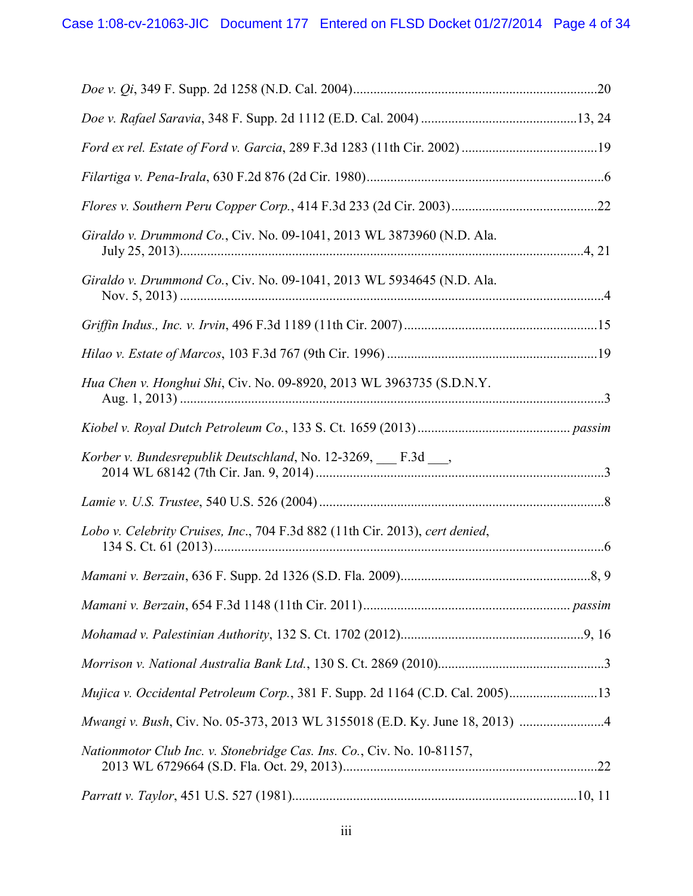*Doe v. Qi*, 349 F. Supp. 2d 1258 (N.D. Cal. 2004)........................................................................20

*Doe v. Rafael Saravia*, 348 F. Supp. 2d 1112 (E.D. Cal. 2004) ..............................................13, 24

*Ford ex rel. Estate of Ford v. Garcia*, 289 F.3d 1283 (11th Cir. 2002) ........................................19

*Filartiga v. Pena-Irala*, 630 F.2d 876 (2d Cir. 1980)......................................................................6

*Flores v. Southern Peru Copper Corp.*, 414 F.3d 233 (2d Cir. 2003)...........................................22

*Giraldo v. Drummond Co.*, Civ. No. 09-1041, 2013 WL 3873960 (N.D. Ala. July 25, 2013)......................................................................................................................4, 21

*Giraldo v. Drummond Co.*, Civ. No. 09-1041, 2013 WL 5934645 (N.D. Ala. Nov. 5, 2013) .............................................................................................................................4

*Griffin Indus., Inc. v. Irvin*, 496 F.3d 1189 (11th Cir. 2007).........................................................15

*Hilao v. Estate of Marcos*, 103 F.3d 767 (9th Cir. 1996) ..............................................................19

*Hua Chen v. Honghui Shi*, Civ. No. 09-8920, 2013 WL 3963735 (S.D.N.Y. Aug. 1, 2013) .............................................................................................................................3

*Kiobel v. Royal Dutch Petroleum Co.*, 133 S. Ct. 1659 (2013)............................................. *passim*

*Korber v. Bundesrepublik Deutschland*, No. 12-3269, ___ F.3d ___, 2014 WL 68142 (7th Cir. Jan. 9, 2014) .....................................................................................3

*Lamie v. U.S. Trustee*, 540 U.S. 526 (2004) ....................................................................................8

*Lobo v. Celebrity Cruises, Inc.*, 704 F.3d 882 (11th Cir. 2013), *cert denied*, 134 S. Ct. 61 (2013)....................................................................................................................6

*Mamani v. Berzain*, 636 F. Supp. 2d 1326 (S.D. Fla. 2009)........................................................8, 9

*Mamani v. Berzain*, 654 F.3d 1148 (11th Cir. 2011)............................................................ *passim*

*Mohamad v. Palestinian Authority*, 132 S. Ct. 1702 (2012).....................................................9, 16

*Morrison v. National Australia Bank Ltd.*, 130 S. Ct. 2869 (2010).................................................3

*Mujica v. Occidental Petroleum Corp.*, 381 F. Supp. 2d 1164 (C.D. Cal. 2005)..........................13

*Mwangi v. Bush*, Civ. No. 05-373, 2013 WL 3155018 (E.D. Ky. June 18, 2013) .........................4

*Nationmotor Club Inc. v. Stonebridge Cas. Ins. Co.*, Civ. No. 10-81157, 2013 WL 6729664 (S.D. Fla. Oct. 29, 2013)...........................................................................22

*Parratt v. Taylor*, 451 U.S. 527 (1981)...................................................................................10, 11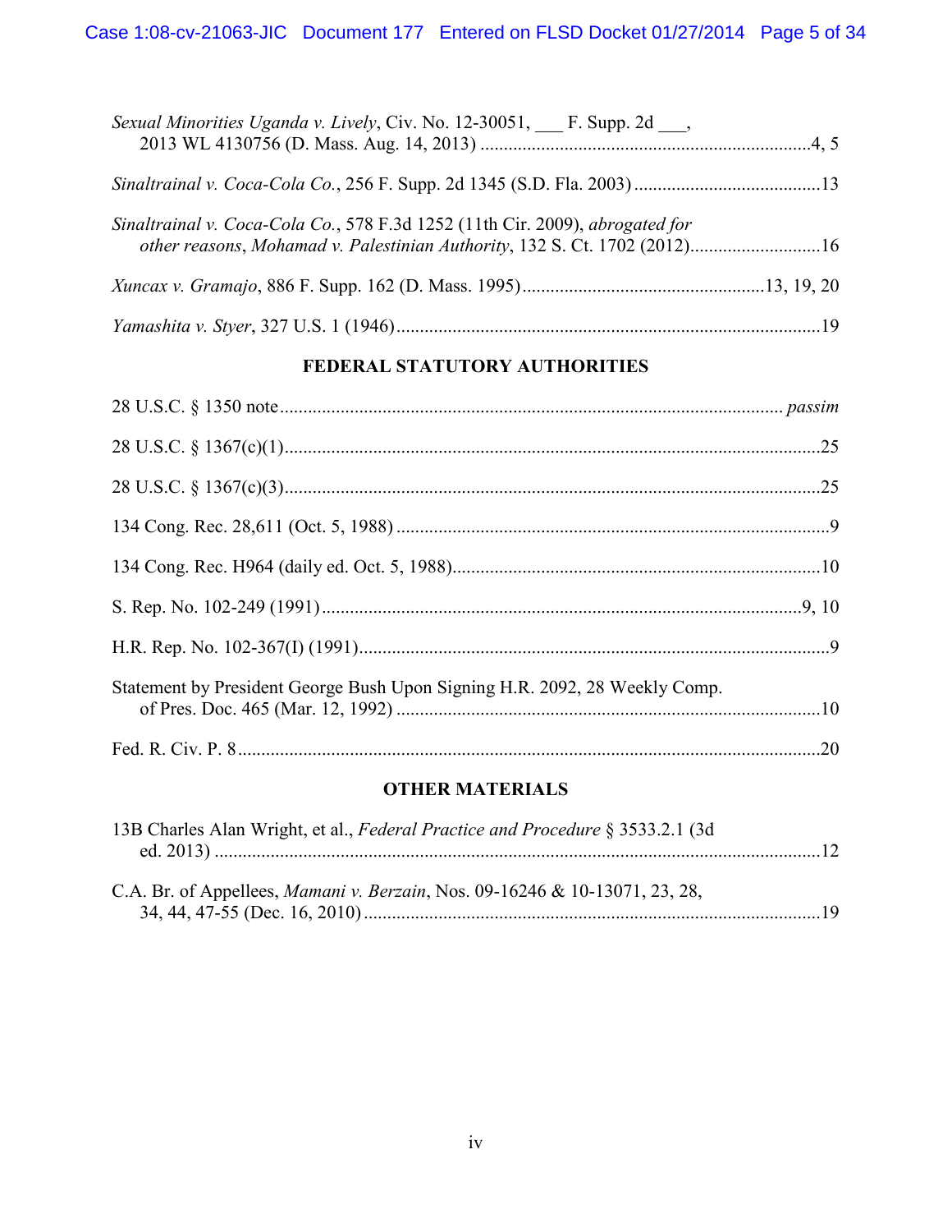*Sexual Minorities Uganda v. Lively*, Civ. No. 12-30051, ___ F. Supp. 2d ___, 2013 WL 4130756 (D. Mass. Aug. 14, 2013) ....................................................................4, 5

*Sinaltrainal v. Coca-Cola Co.*, 256 F. Supp. 2d 1345 (S.D. Fla. 2003) ........................................13

*Sinaltrainal v. Coca-Cola Co.*, 578 F.3d 1252 (11th Cir. 2009), *abrogated for other reasons*, *Mohamad v. Palestinian Authority*, 132 S. Ct. 1702 (2012)...........................16

*Xuncax v. Gramajo*, 886 F. Supp. 162 (D. Mass. 1995)....................................................13, 19, 20

*Yamashita v. Styer*, 327 U.S. 1 (1946)..........................................................................................19

## FEDERAL STATUTORY AUTHORITIES

28 U.S.C. § 1350 note.......................................................................................................... *passim*

28 U.S.C. § 1367(c)(1)..................................................................................................................25

28 U.S.C. § 1367(c)(3)..................................................................................................................25

134 Cong. Rec. 28,611 (Oct. 5, 1988) ............................................................................................9

134 Cong. Rec. H964 (daily ed. Oct. 5, 1988)..............................................................................10

S. Rep. No. 102-249 (1991) .....................................................................................................9, 10

H.R. Rep. No. 102-367(I) (1991)....................................................................................................9

Statement by President George Bush Upon Signing H.R. 2092, 28 Weekly Comp. of Pres. Doc. 465 (Mar. 12, 1992) ...........................................................................................10

Fed. R. Civ. P. 8............................................................................................................................20

## OTHER MATERIALS

13B Charles Alan Wright, et al., *Federal Practice and Procedure* § 3533.2.1 (3d ed. 2013) ................................................................................................................................12

C.A. Br. of Appellees, *Mamani v. Berzain*, Nos. 09-16246 & 10-13071, 23, 28, 34, 44, 47-55 (Dec. 16, 2010) .................................................................................................19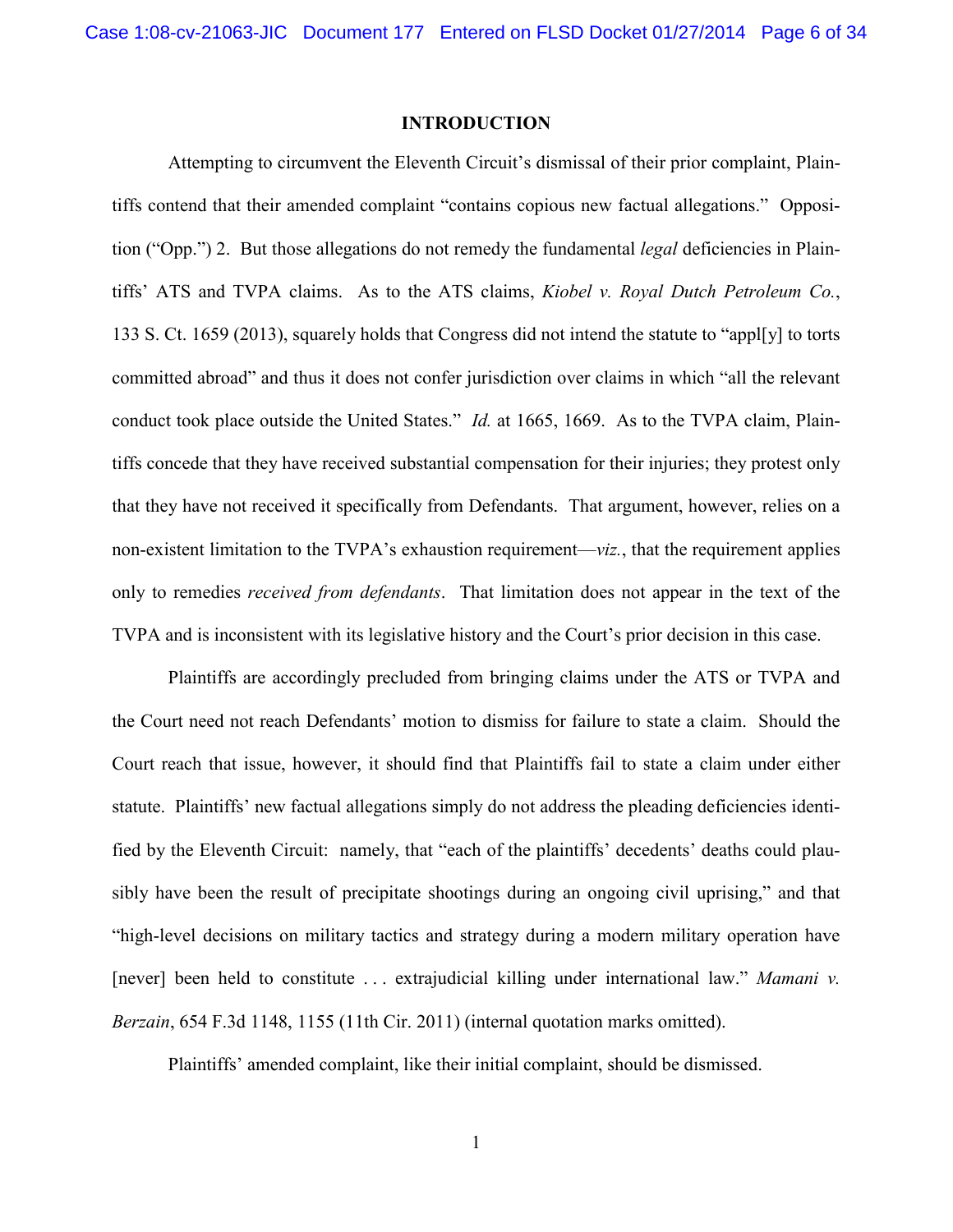# INTRODUCTION

Attempting to circumvent the Eleventh Circuit's dismissal of their prior complaint, Plaintiffs contend that their amended complaint "contains copious new factual allegations." Opposition ("Opp.") 2. But those allegations do not remedy the fundamental *legal* deficiencies in Plaintiffs' ATS and TVPA claims. As to the ATS claims, *Kiobel v. Royal Dutch Petroleum Co.*, 133 S. Ct. 1659 (2013), squarely holds that Congress did not intend the statute to "appl[y] to torts committed abroad" and thus it does not confer jurisdiction over claims in which "all the relevant conduct took place outside the United States." *Id.* at 1665, 1669. As to the TVPA claim, Plaintiffs concede that they have received substantial compensation for their injuries; they protest only that they have not received it specifically from Defendants. That argument, however, relies on a non-existent limitation to the TVPA's exhaustion requirement—*viz.*, that the requirement applies only to remedies *received from defendants*. That limitation does not appear in the text of the TVPA and is inconsistent with its legislative history and the Court's prior decision in this case.

Plaintiffs are accordingly precluded from bringing claims under the ATS or TVPA and the Court need not reach Defendants' motion to dismiss for failure to state a claim. Should the Court reach that issue, however, it should find that Plaintiffs fail to state a claim under either statute. Plaintiffs' new factual allegations simply do not address the pleading deficiencies identified by the Eleventh Circuit: namely, that "each of the plaintiffs' decedents' deaths could plausibly have been the result of precipitate shootings during an ongoing civil uprising," and that "high-level decisions on military tactics and strategy during a modern military operation have [never] been held to constitute . . . extrajudicial killing under international law." *Mamani v. Berzain*, 654 F.3d 1148, 1155 (11th Cir. 2011) (internal quotation marks omitted).

Plaintiffs' amended complaint, like their initial complaint, should be dismissed.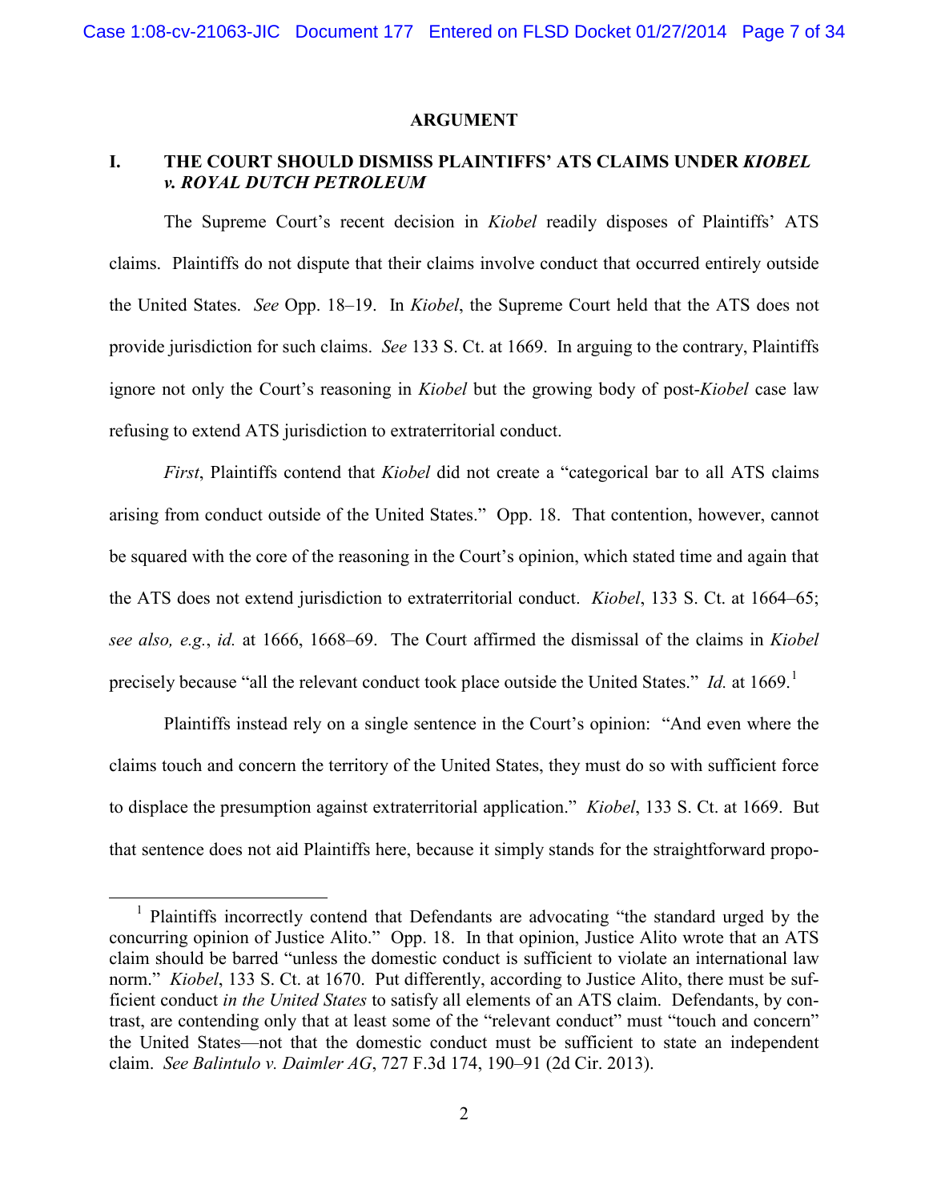## ARGUMENT

### I. THE COURT SHOULD DISMISS PLAINTIFFS' ATS CLAIMS UNDER *KIOBEL v. ROYAL DUTCH PETROLEUM*

The Supreme Court's recent decision in *Kiobel* readily disposes of Plaintiffs' ATS claims. Plaintiffs do not dispute that their claims involve conduct that occurred entirely outside the United States. *See* Opp. 18–19. In *Kiobel*, the Supreme Court held that the ATS does not provide jurisdiction for such claims. *See* 133 S. Ct. at 1669. In arguing to the contrary, Plaintiffs ignore not only the Court's reasoning in *Kiobel* but the growing body of post-*Kiobel* case law refusing to extend ATS jurisdiction to extraterritorial conduct.

*First*, Plaintiffs contend that *Kiobel* did not create a "categorical bar to all ATS claims arising from conduct outside of the United States." Opp. 18. That contention, however, cannot be squared with the core of the reasoning in the Court's opinion, which stated time and again that the ATS does not extend jurisdiction to extraterritorial conduct. *Kiobel*, 133 S. Ct. at 1664–65; *see also, e.g.*, *id.* at 1666, 1668–69. The Court affirmed the dismissal of the claims in *Kiobel* precisely because "all the relevant conduct took place outside the United States." *Id.* at 1669.[1]

Plaintiffs instead rely on a single sentence in the Court's opinion: "And even where the claims touch and concern the territory of the United States, they must do so with sufficient force to displace the presumption against extraterritorial application." *Kiobel*, 133 S. Ct. at 1669. But that sentence does not aid Plaintiffs here, because it simply stands for the straightforward propo-

---

[1] Plaintiffs incorrectly contend that Defendants are advocating "the standard urged by the concurring opinion of Justice Alito." Opp. 18. In that opinion, Justice Alito wrote that an ATS claim should be barred "unless the domestic conduct is sufficient to violate an international law norm." *Kiobel*, 133 S. Ct. at 1670. Put differently, according to Justice Alito, there must be sufficient conduct *in the United States* to satisfy all elements of an ATS claim. Defendants, by contrast, are contending only that at least some of the "relevant conduct" must "touch and concern" the United States—not that the domestic conduct must be sufficient to state an independent claim. *See Balintulo v. Daimler AG*, 727 F.3d 174, 190–91 (2d Cir. 2013).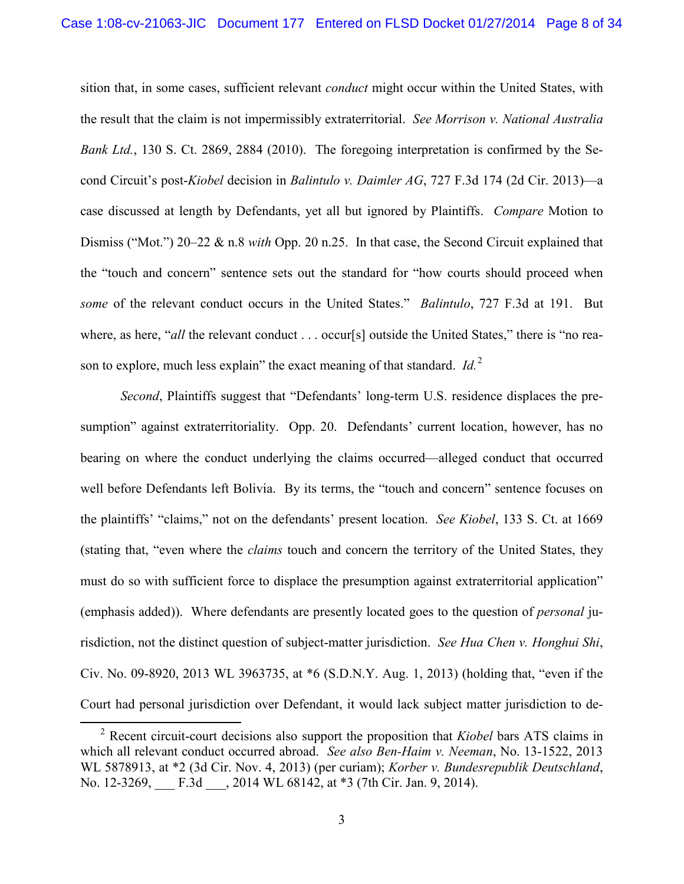sition that, in some cases, sufficient relevant *conduct* might occur within the United States, with the result that the claim is not impermissibly extraterritorial. *See Morrison v. National Australia Bank Ltd.*, 130 S. Ct. 2869, 2884 (2010). The foregoing interpretation is confirmed by the Second Circuit's post-*Kiobel* decision in *Balintulo v. Daimler AG*, 727 F.3d 174 (2d Cir. 2013)—a case discussed at length by Defendants, yet all but ignored by Plaintiffs. *Compare* Motion to Dismiss ("Mot.") 20–22 & n.8 *with* Opp. 20 n.25. In that case, the Second Circuit explained that the "touch and concern" sentence sets out the standard for "how courts should proceed when *some* of the relevant conduct occurs in the United States." *Balintulo*, 727 F.3d at 191. But where, as here, "*all* the relevant conduct . . . occur[s] outside the United States," there is "no reason to explore, much less explain" the exact meaning of that standard. *Id.*[2]

*Second*, Plaintiffs suggest that "Defendants' long-term U.S. residence displaces the presumption" against extraterritoriality. Opp. 20. Defendants' current location, however, has no bearing on where the conduct underlying the claims occurred—alleged conduct that occurred well before Defendants left Bolivia. By its terms, the "touch and concern" sentence focuses on the plaintiffs' "claims," not on the defendants' present location. *See Kiobel*, 133 S. Ct. at 1669 (stating that, "even where the *claims* touch and concern the territory of the United States, they must do so with sufficient force to displace the presumption against extraterritorial application" (emphasis added)). Where defendants are presently located goes to the question of *personal* jurisdiction, not the distinct question of subject-matter jurisdiction. *See Hua Chen v. Honghui Shi*, Civ. No. 09-8920, 2013 WL 3963735, at *6 (S.D.N.Y. Aug. 1, 2013) (holding that, "even if the Court had personal jurisdiction over Defendant, it would lack subject matter jurisdiction to de-

[2] Recent circuit-court decisions also support the proposition that *Kiobel* bars ATS claims in which all relevant conduct occurred abroad. *See also Ben-Haim v. Neeman*, No. 13-1522, 2013 WL 5878913, at *2 (3d Cir. Nov. 4, 2013) (per curiam); *Korber v. Bundesrepublik Deutschland*, No. 12-3269, ___ F.3d ___, 2014 WL 68142, at *3 (7th Cir. Jan. 9, 2014).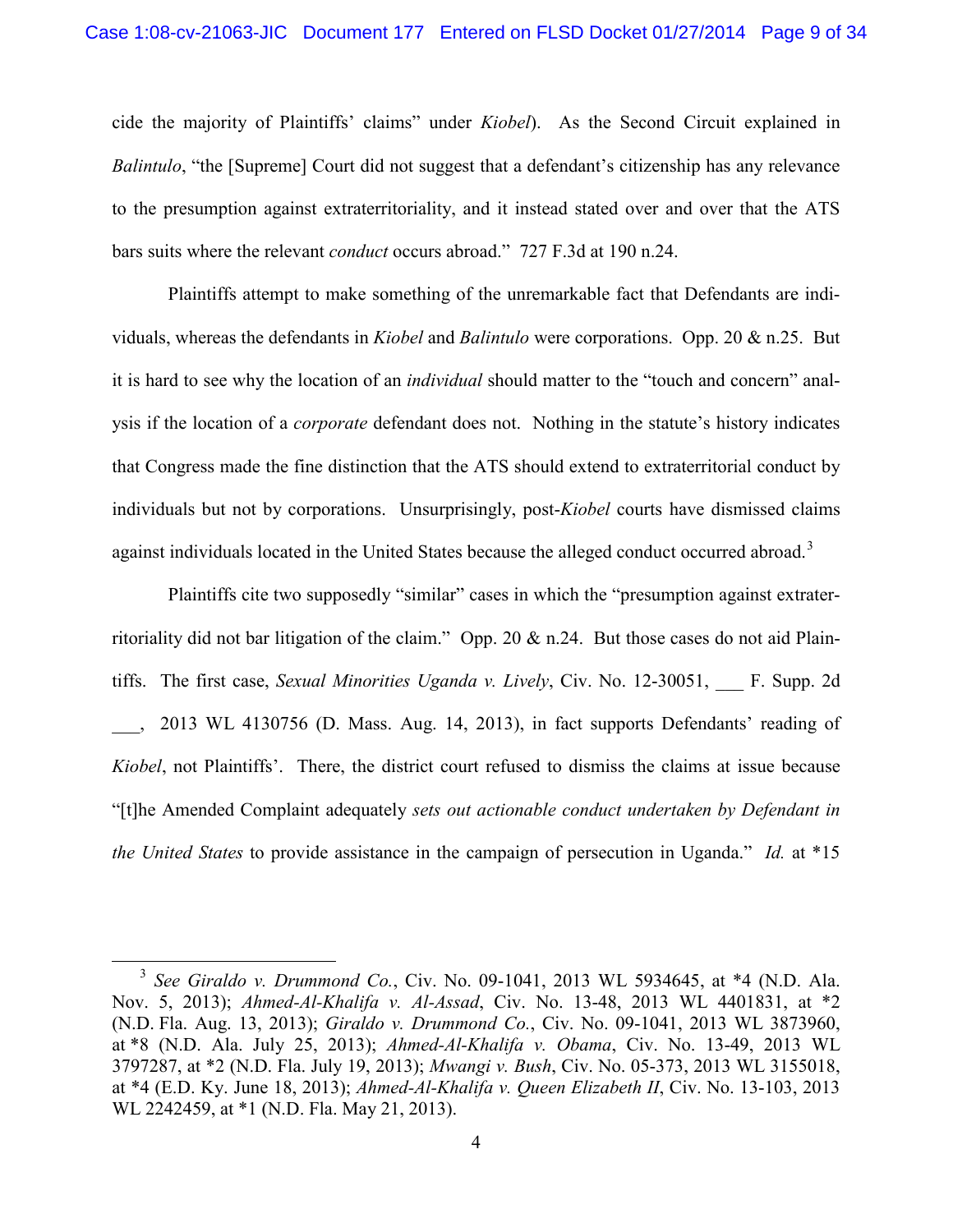cide the majority of Plaintiffs' claims" under *Kiobel*). As the Second Circuit explained in *Balintulo*, "the [Supreme] Court did not suggest that a defendant's citizenship has any relevance to the presumption against extraterritoriality, and it instead stated over and over that the ATS bars suits where the relevant *conduct* occurs abroad." 727 F.3d at 190 n.24.

Plaintiffs attempt to make something of the unremarkable fact that Defendants are individuals, whereas the defendants in *Kiobel* and *Balintulo* were corporations. Opp. 20 & n.25. But it is hard to see why the location of an *individual* should matter to the "touch and concern" analysis if the location of a *corporate* defendant does not. Nothing in the statute's history indicates that Congress made the fine distinction that the ATS should extend to extraterritorial conduct by individuals but not by corporations. Unsurprisingly, post-*Kiobel* courts have dismissed claims against individuals located in the United States because the alleged conduct occurred abroad.[3]

Plaintiffs cite two supposedly "similar" cases in which the "presumption against extraterritoriality did not bar litigation of the claim." Opp. 20 & n.24. But those cases do not aid Plaintiffs. The first case, *Sexual Minorities Uganda v. Lively*, Civ. No. 12-30051, ___ F. Supp. 2d ___, 2013 WL 4130756 (D. Mass. Aug. 14, 2013), in fact supports Defendants' reading of *Kiobel*, not Plaintiffs'. There, the district court refused to dismiss the claims at issue because "[t]he Amended Complaint adequately *sets out actionable conduct undertaken by Defendant in the United States* to provide assistance in the campaign of persecution in Uganda." *Id.* at *15

---

[3] *See Giraldo v. Drummond Co.*, Civ. No. 09-1041, 2013 WL 5934645, at *4 (N.D. Ala. Nov. 5, 2013); *Ahmed-Al-Khalifa v. Al-Assad*, Civ. No. 13-48, 2013 WL 4401831, at *2 (N.D. Fla. Aug. 13, 2013); *Giraldo v. Drummond Co.*, Civ. No. 09-1041, 2013 WL 3873960, at *8 (N.D. Ala. July 25, 2013); *Ahmed-Al-Khalifa v. Obama*, Civ. No. 13-49, 2013 WL 3797287, at *2 (N.D. Fla. July 19, 2013); *Mwangi v. Bush*, Civ. No. 05-373, 2013 WL 3155018, at *4 (E.D. Ky. June 18, 2013); *Ahmed-Al-Khalifa v. Queen Elizabeth II*, Civ. No. 13-103, 2013 WL 2242459, at *1 (N.D. Fla. May 21, 2013).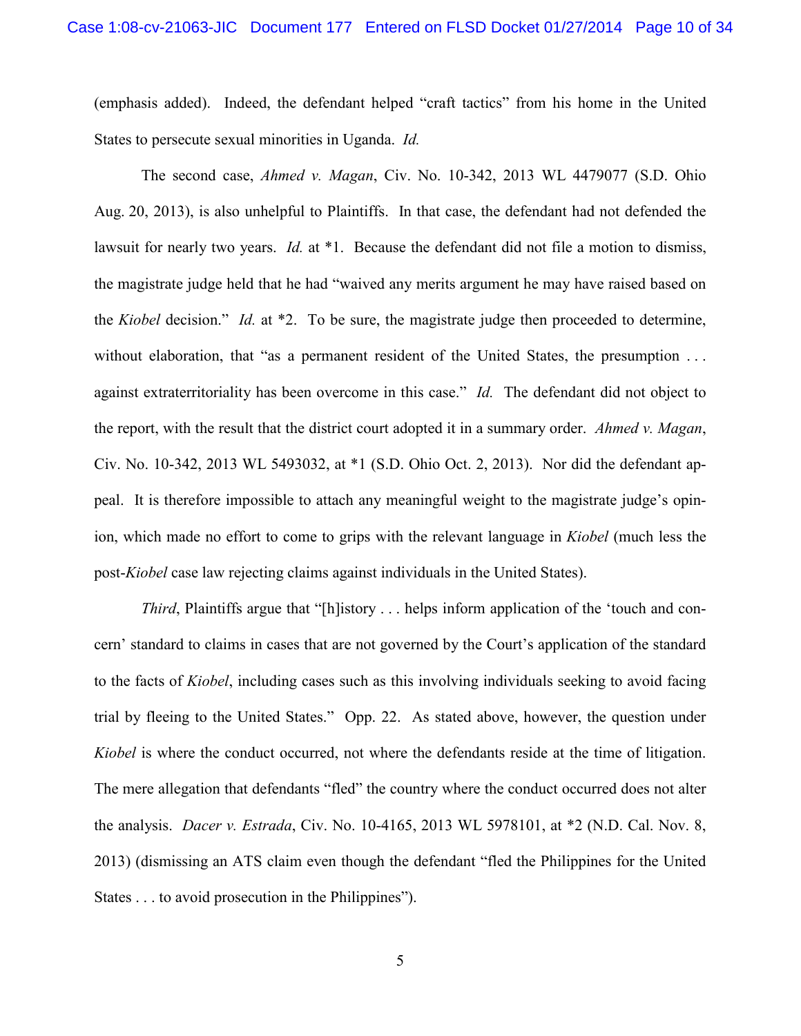(emphasis added). Indeed, the defendant helped "craft tactics" from his home in the United States to persecute sexual minorities in Uganda. *Id.*

The second case, *Ahmed v. Magan*, Civ. No. 10-342, 2013 WL 4479077 (S.D. Ohio Aug. 20, 2013), is also unhelpful to Plaintiffs. In that case, the defendant had not defended the lawsuit for nearly two years. *Id.* at *1. Because the defendant did not file a motion to dismiss, the magistrate judge held that he had "waived any merits argument he may have raised based on the *Kiobel* decision." *Id.* at *2. To be sure, the magistrate judge then proceeded to determine, without elaboration, that "as a permanent resident of the United States, the presumption . . . against extraterritoriality has been overcome in this case." *Id.* The defendant did not object to the report, with the result that the district court adopted it in a summary order. *Ahmed v. Magan*, Civ. No. 10-342, 2013 WL 5493032, at *1 (S.D. Ohio Oct. 2, 2013). Nor did the defendant appeal. It is therefore impossible to attach any meaningful weight to the magistrate judge's opinion, which made no effort to come to grips with the relevant language in *Kiobel* (much less the post-*Kiobel* case law rejecting claims against individuals in the United States).

*Third*, Plaintiffs argue that "[h]istory . . . helps inform application of the 'touch and concern' standard to claims in cases that are not governed by the Court's application of the standard to the facts of *Kiobel*, including cases such as this involving individuals seeking to avoid facing trial by fleeing to the United States." Opp. 22. As stated above, however, the question under *Kiobel* is where the conduct occurred, not where the defendants reside at the time of litigation. The mere allegation that defendants "fled" the country where the conduct occurred does not alter the analysis. *Dacer v. Estrada*, Civ. No. 10-4165, 2013 WL 5978101, at *2 (N.D. Cal. Nov. 8, 2013) (dismissing an ATS claim even though the defendant "fled the Philippines for the United States . . . to avoid prosecution in the Philippines").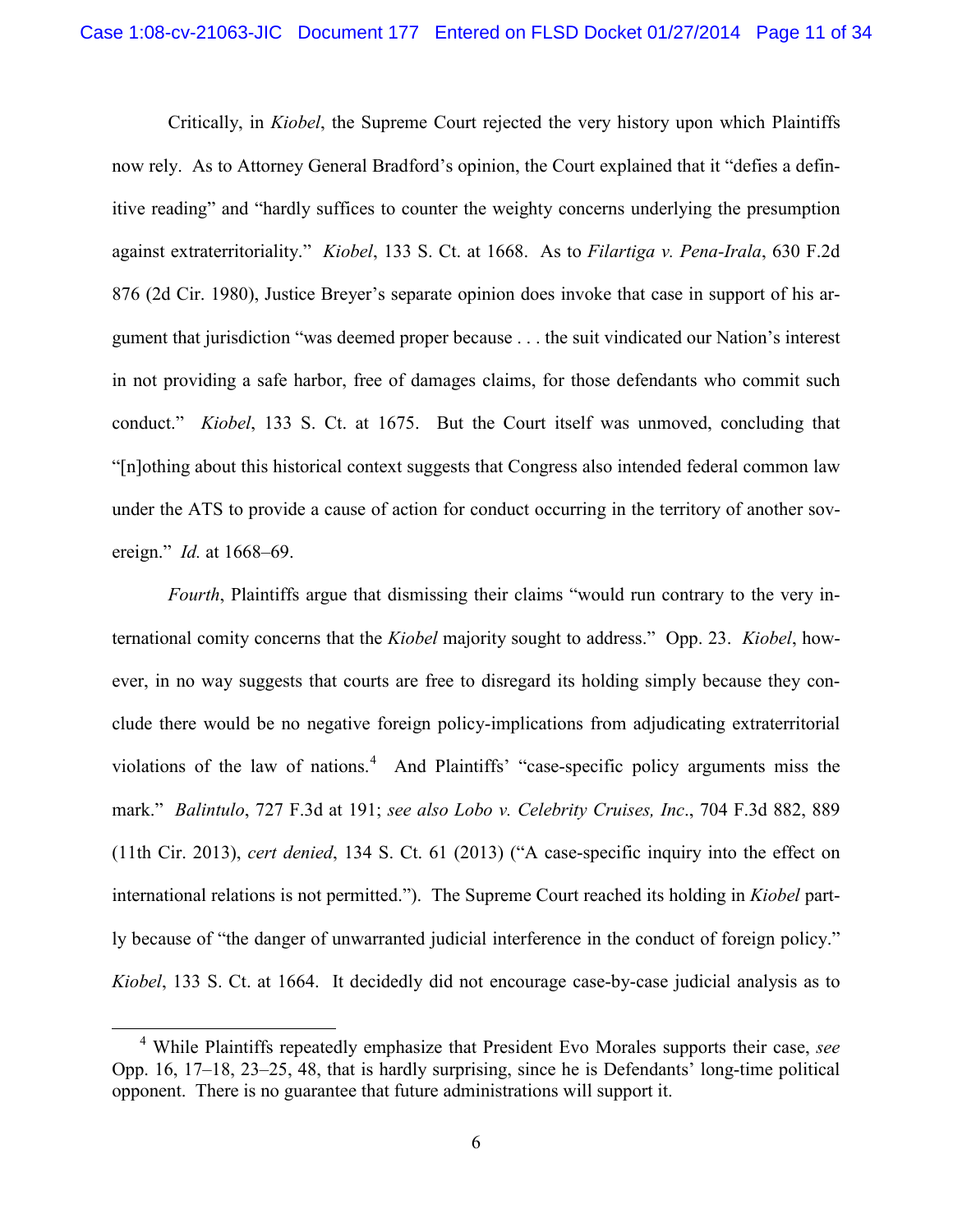Critically, in *Kiobel*, the Supreme Court rejected the very history upon which Plaintiffs now rely. As to Attorney General Bradford's opinion, the Court explained that it "defies a definitive reading" and "hardly suffices to counter the weighty concerns underlying the presumption against extraterritoriality." *Kiobel*, 133 S. Ct. at 1668. As to *Filartiga v. Pena-Irala*, 630 F.2d 876 (2d Cir. 1980), Justice Breyer's separate opinion does invoke that case in support of his argument that jurisdiction "was deemed proper because . . . the suit vindicated our Nation's interest in not providing a safe harbor, free of damages claims, for those defendants who commit such conduct." *Kiobel*, 133 S. Ct. at 1675. But the Court itself was unmoved, concluding that "[n]othing about this historical context suggests that Congress also intended federal common law under the ATS to provide a cause of action for conduct occurring in the territory of another sovereign." *Id.* at 1668–69.

*Fourth*, Plaintiffs argue that dismissing their claims "would run contrary to the very international comity concerns that the *Kiobel* majority sought to address." Opp. 23. *Kiobel*, however, in no way suggests that courts are free to disregard its holding simply because they conclude there would be no negative foreign policy-implications from adjudicating extraterritorial violations of the law of nations.[4] And Plaintiffs' "case-specific policy arguments miss the mark." *Balintulo*, 727 F.3d at 191; *see also Lobo v. Celebrity Cruises, Inc.*, 704 F.3d 882, 889 (11th Cir. 2013), *cert denied*, 134 S. Ct. 61 (2013) ("A case-specific inquiry into the effect on international relations is not permitted."). The Supreme Court reached its holding in *Kiobel* partly because of "the danger of unwarranted judicial interference in the conduct of foreign policy." *Kiobel*, 133 S. Ct. at 1664. It decidedly did not encourage case-by-case judicial analysis as to

[4] While Plaintiffs repeatedly emphasize that President Evo Morales supports their case, *see* Opp. 16, 17–18, 23–25, 48, that is hardly surprising, since he is Defendants' long-time political opponent. There is no guarantee that future administrations will support it.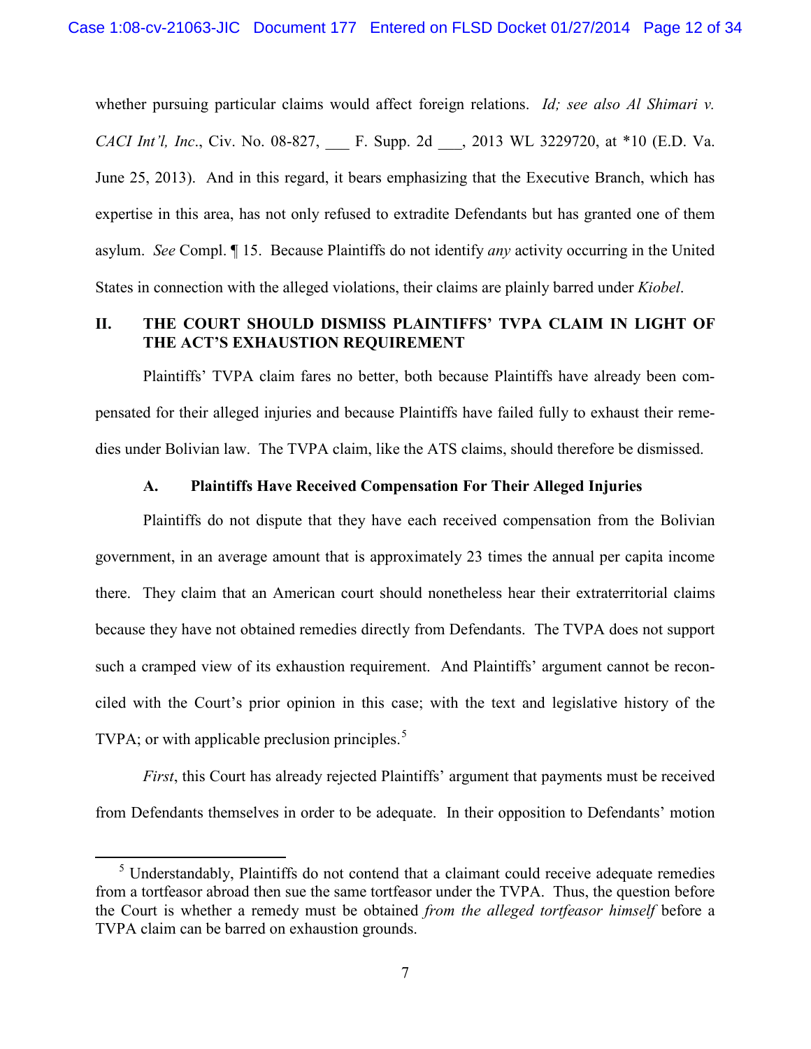whether pursuing particular claims would affect foreign relations. *Id; see also Al Shimari v. CACI Int'l, Inc*., Civ. No. 08-827, ___ F. Supp. 2d ___, 2013 WL 3229720, at *10 (E.D. Va. June 25, 2013). And in this regard, it bears emphasizing that the Executive Branch, which has expertise in this area, has not only refused to extradite Defendants but has granted one of them asylum. *See* Compl. ¶ 15. Because Plaintiffs do not identify *any* activity occurring in the United States in connection with the alleged violations, their claims are plainly barred under *Kiobel*.

## II. THE COURT SHOULD DISMISS PLAINTIFFS' TVPA CLAIM IN LIGHT OF THE ACT'S EXHAUSTION REQUIREMENT

Plaintiffs' TVPA claim fares no better, both because Plaintiffs have already been compensated for their alleged injuries and because Plaintiffs have failed fully to exhaust their remedies under Bolivian law. The TVPA claim, like the ATS claims, should therefore be dismissed.

### A. Plaintiffs Have Received Compensation For Their Alleged Injuries

Plaintiffs do not dispute that they have each received compensation from the Bolivian government, in an average amount that is approximately 23 times the annual per capita income there. They claim that an American court should nonetheless hear their extraterritorial claims because they have not obtained remedies directly from Defendants. The TVPA does not support such a cramped view of its exhaustion requirement. And Plaintiffs' argument cannot be reconciled with the Court's prior opinion in this case; with the text and legislative history of the TVPA; or with applicable preclusion principles.[5]

*First*, this Court has already rejected Plaintiffs' argument that payments must be received from Defendants themselves in order to be adequate. In their opposition to Defendants' motion

[5] Understandably, Plaintiffs do not contend that a claimant could receive adequate remedies from a tortfeasor abroad then sue the same tortfeasor under the TVPA. Thus, the question before the Court is whether a remedy must be obtained *from the alleged tortfeasor himself* before a TVPA claim can be barred on exhaustion grounds.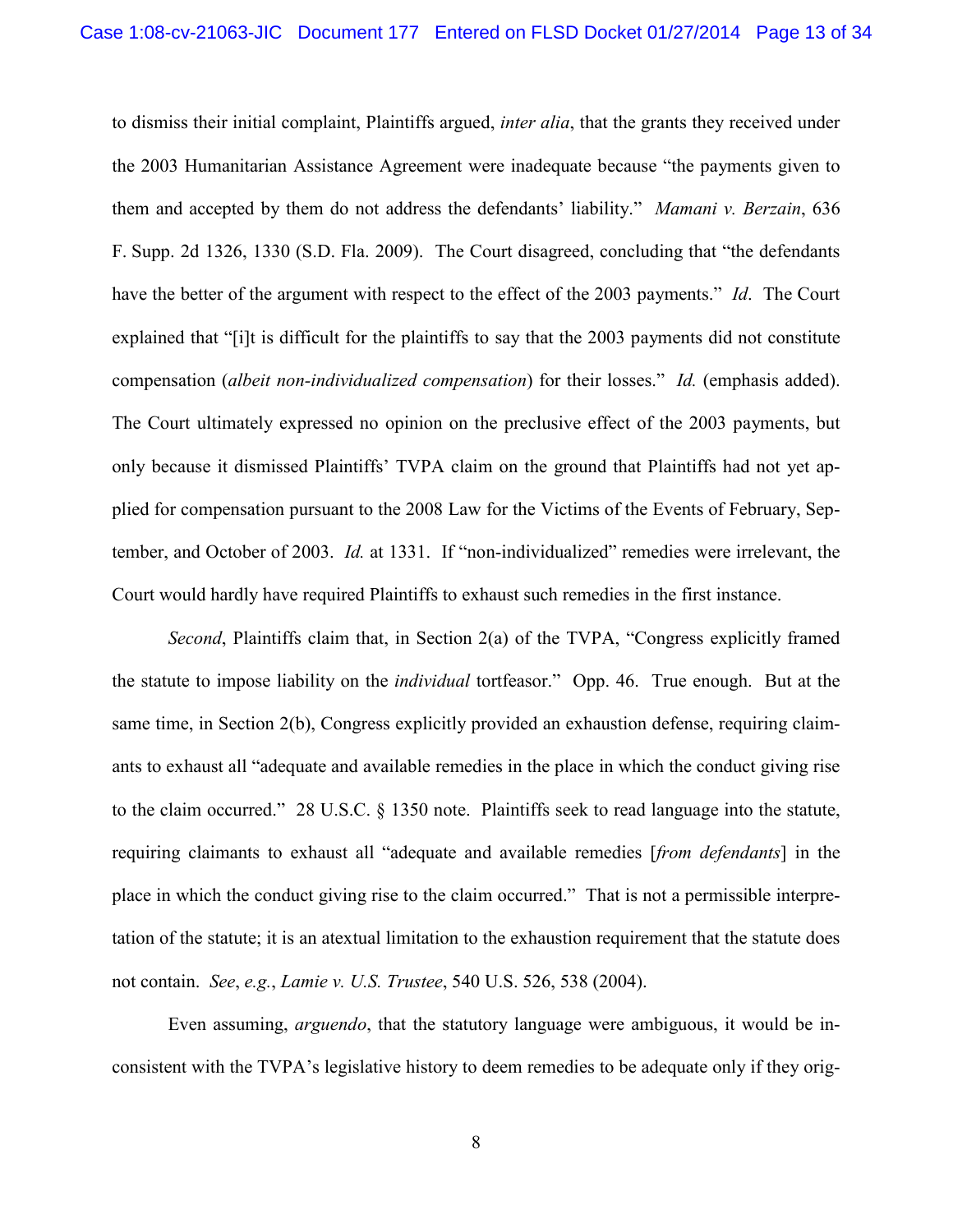to dismiss their initial complaint, Plaintiffs argued, *inter alia*, that the grants they received under the 2003 Humanitarian Assistance Agreement were inadequate because "the payments given to them and accepted by them do not address the defendants' liability." *Mamani v. Berzain*, 636 F. Supp. 2d 1326, 1330 (S.D. Fla. 2009). The Court disagreed, concluding that "the defendants have the better of the argument with respect to the effect of the 2003 payments." *Id*. The Court explained that "[i]t is difficult for the plaintiffs to say that the 2003 payments did not constitute compensation (*albeit non-individualized compensation*) for their losses." *Id.* (emphasis added). The Court ultimately expressed no opinion on the preclusive effect of the 2003 payments, but only because it dismissed Plaintiffs' TVPA claim on the ground that Plaintiffs had not yet applied for compensation pursuant to the 2008 Law for the Victims of the Events of February, September, and October of 2003. *Id.* at 1331. If "non-individualized" remedies were irrelevant, the Court would hardly have required Plaintiffs to exhaust such remedies in the first instance.

*Second*, Plaintiffs claim that, in Section 2(a) of the TVPA, "Congress explicitly framed the statute to impose liability on the *individual* tortfeasor." Opp. 46. True enough. But at the same time, in Section 2(b), Congress explicitly provided an exhaustion defense, requiring claimants to exhaust all "adequate and available remedies in the place in which the conduct giving rise to the claim occurred." 28 U.S.C. § 1350 note. Plaintiffs seek to read language into the statute, requiring claimants to exhaust all "adequate and available remedies [*from defendants*] in the place in which the conduct giving rise to the claim occurred." That is not a permissible interpretation of the statute; it is an atextual limitation to the exhaustion requirement that the statute does not contain. *See*, *e.g.*, *Lamie v. U.S. Trustee*, 540 U.S. 526, 538 (2004).

Even assuming, *arguendo*, that the statutory language were ambiguous, it would be inconsistent with the TVPA's legislative history to deem remedies to be adequate only if they orig-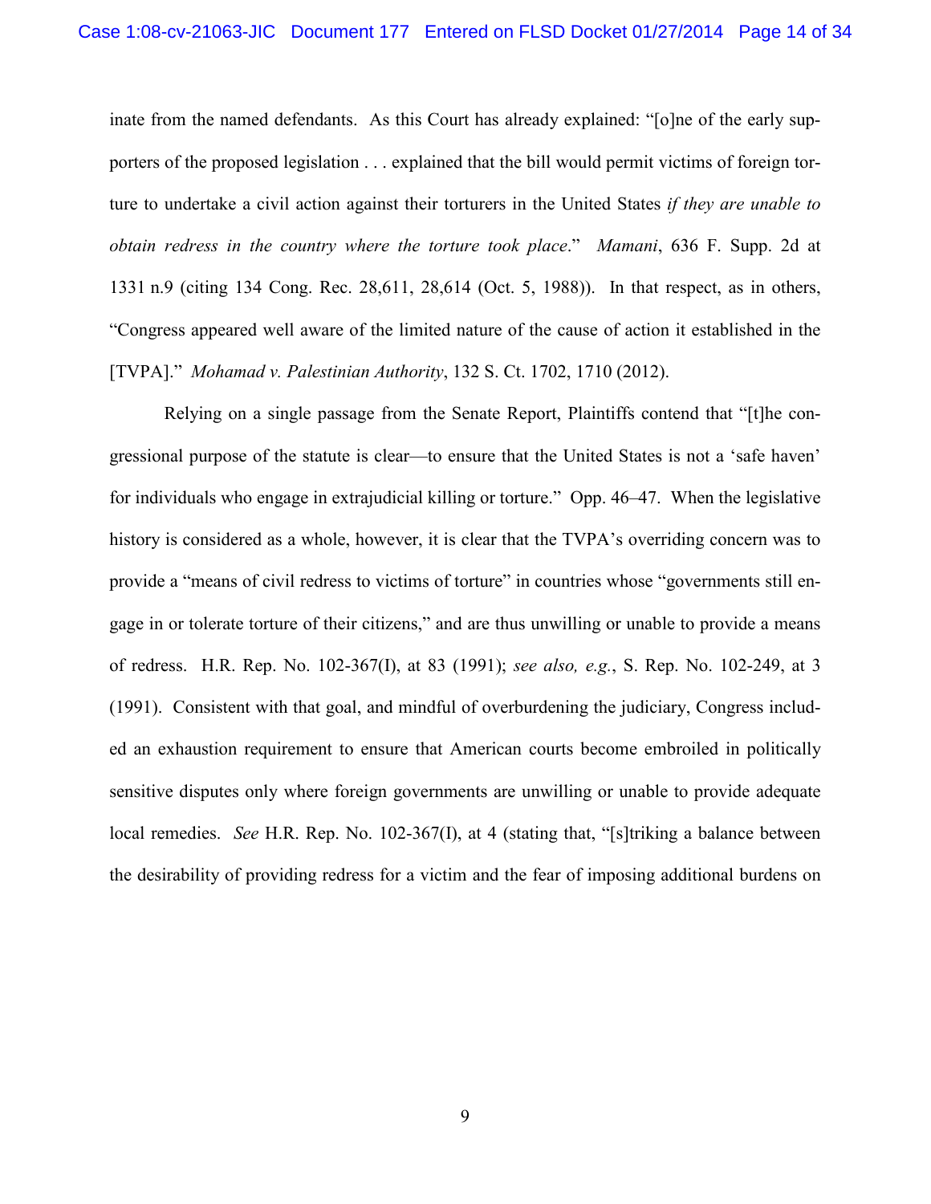inate from the named defendants. As this Court has already explained: "[o]ne of the early supporters of the proposed legislation . . . explained that the bill would permit victims of foreign torture to undertake a civil action against their torturers in the United States *if they are unable to obtain redress in the country where the torture took place*." *Mamani*, 636 F. Supp. 2d at 1331 n.9 (citing 134 Cong. Rec. 28,611, 28,614 (Oct. 5, 1988)). In that respect, as in others, "Congress appeared well aware of the limited nature of the cause of action it established in the [TVPA]." *Mohamad v. Palestinian Authority*, 132 S. Ct. 1702, 1710 (2012).

Relying on a single passage from the Senate Report, Plaintiffs contend that "[t]he congressional purpose of the statute is clear—to ensure that the United States is not a 'safe haven' for individuals who engage in extrajudicial killing or torture." Opp. 46–47. When the legislative history is considered as a whole, however, it is clear that the TVPA's overriding concern was to provide a "means of civil redress to victims of torture" in countries whose "governments still engage in or tolerate torture of their citizens," and are thus unwilling or unable to provide a means of redress. H.R. Rep. No. 102-367(I), at 83 (1991); *see also, e.g.*, S. Rep. No. 102-249, at 3 (1991). Consistent with that goal, and mindful of overburdening the judiciary, Congress included an exhaustion requirement to ensure that American courts become embroiled in politically sensitive disputes only where foreign governments are unwilling or unable to provide adequate local remedies. *See* H.R. Rep. No. 102-367(I), at 4 (stating that, "[s]triking a balance between the desirability of providing redress for a victim and the fear of imposing additional burdens on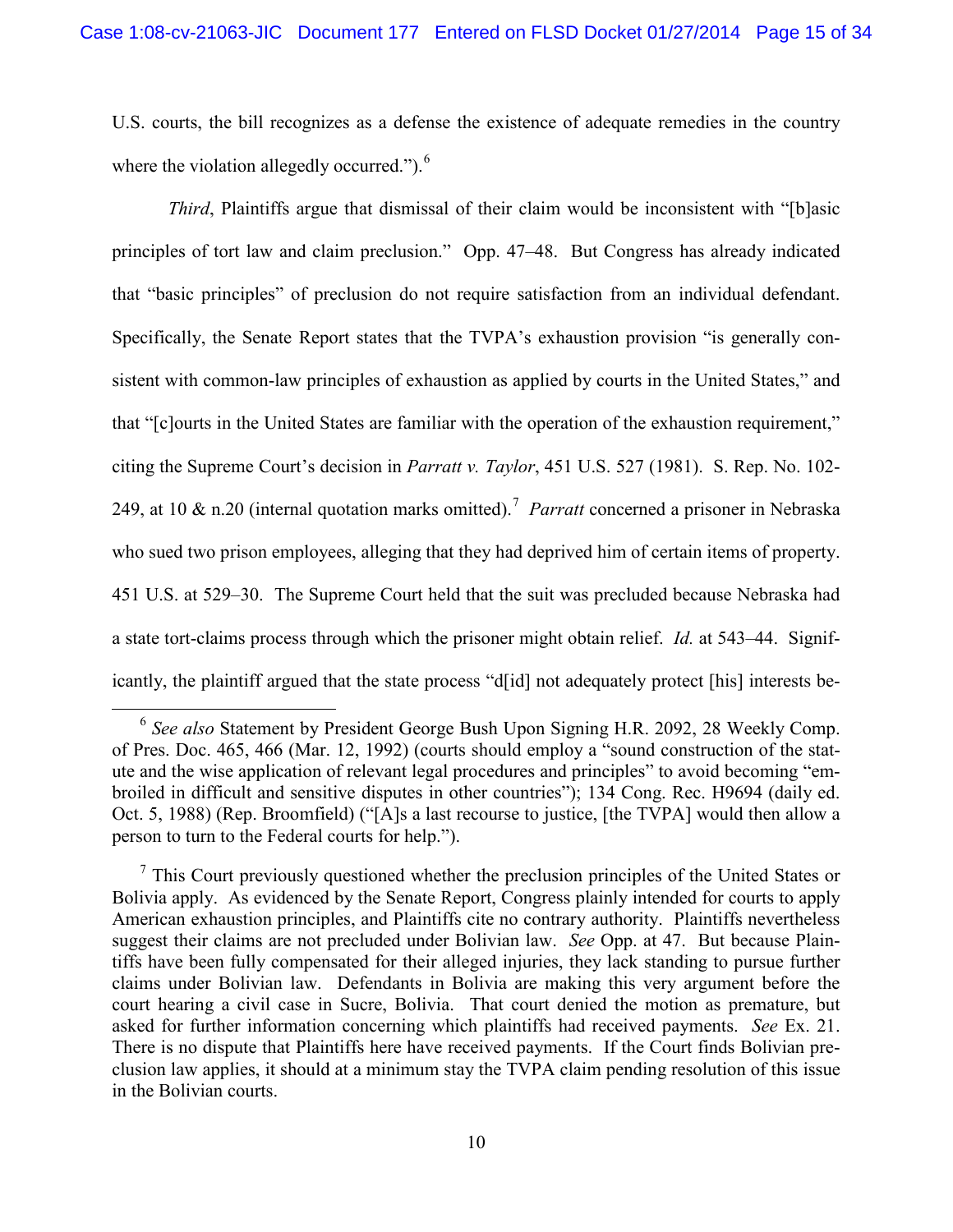U.S. courts, the bill recognizes as a defense the existence of adequate remedies in the country where the violation allegedly occurred.").[6]

*Third*, Plaintiffs argue that dismissal of their claim would be inconsistent with "[b]asic principles of tort law and claim preclusion." Opp. 47–48. But Congress has already indicated that "basic principles" of preclusion do not require satisfaction from an individual defendant. Specifically, the Senate Report states that the TVPA's exhaustion provision "is generally consistent with common-law principles of exhaustion as applied by courts in the United States," and that "[c]ourts in the United States are familiar with the operation of the exhaustion requirement," citing the Supreme Court's decision in *Parratt v. Taylor*, 451 U.S. 527 (1981). S. Rep. No. 102-249, at 10 & n.20 (internal quotation marks omitted).[7] *Parratt* concerned a prisoner in Nebraska who sued two prison employees, alleging that they had deprived him of certain items of property. 451 U.S. at 529–30. The Supreme Court held that the suit was precluded because Nebraska had a state tort-claims process through which the prisoner might obtain relief. *Id.* at 543–44. Significantly, the plaintiff argued that the state process "d[id] not adequately protect [his] interests be-

---

[6] *See also* Statement by President George Bush Upon Signing H.R. 2092, 28 Weekly Comp. of Pres. Doc. 465, 466 (Mar. 12, 1992) (courts should employ a "sound construction of the statute and the wise application of relevant legal procedures and principles" to avoid becoming "embroiled in difficult and sensitive disputes in other countries"); 134 Cong. Rec. H9694 (daily ed. Oct. 5, 1988) (Rep. Broomfield) ("[A]s a last recourse to justice, [the TVPA] would then allow a person to turn to the Federal courts for help.").

[7] This Court previously questioned whether the preclusion principles of the United States or Bolivia apply. As evidenced by the Senate Report, Congress plainly intended for courts to apply American exhaustion principles, and Plaintiffs cite no contrary authority. Plaintiffs nevertheless suggest their claims are not precluded under Bolivian law. *See* Opp. at 47. But because Plaintiffs have been fully compensated for their alleged injuries, they lack standing to pursue further claims under Bolivian law. Defendants in Bolivia are making this very argument before the court hearing a civil case in Sucre, Bolivia. That court denied the motion as premature, but asked for further information concerning which plaintiffs had received payments. *See* Ex. 21. There is no dispute that Plaintiffs here have received payments. If the Court finds Bolivian preclusion law applies, it should at a minimum stay the TVPA claim pending resolution of this issue in the Bolivian courts.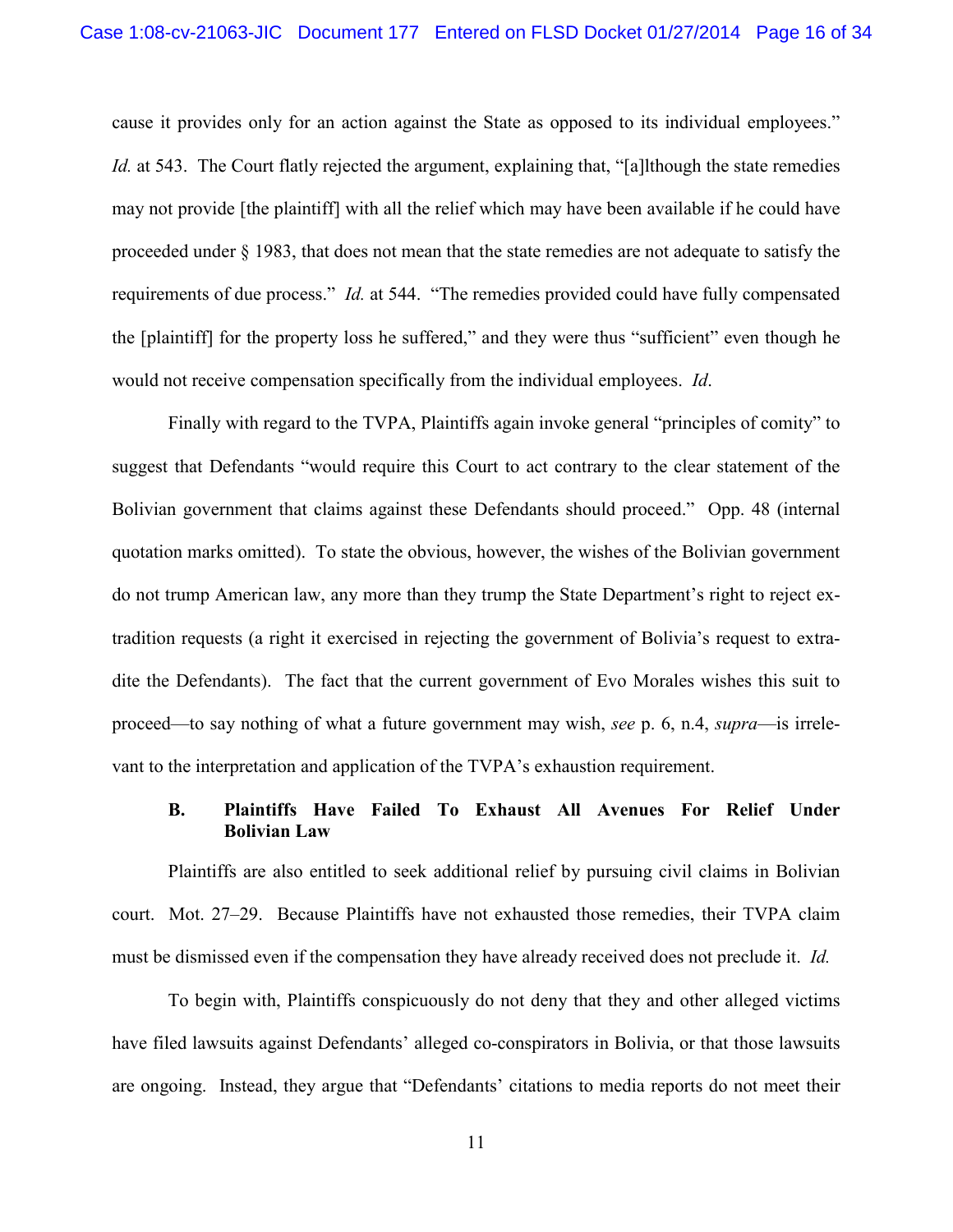cause it provides only for an action against the State as opposed to its individual employees." *Id.* at 543. The Court flatly rejected the argument, explaining that, "[a]lthough the state remedies may not provide [the plaintiff] with all the relief which may have been available if he could have proceeded under § 1983, that does not mean that the state remedies are not adequate to satisfy the requirements of due process." *Id.* at 544. "The remedies provided could have fully compensated the [plaintiff] for the property loss he suffered," and they were thus "sufficient" even though he would not receive compensation specifically from the individual employees. *Id*.

Finally with regard to the TVPA, Plaintiffs again invoke general "principles of comity" to suggest that Defendants "would require this Court to act contrary to the clear statement of the Bolivian government that claims against these Defendants should proceed." Opp. 48 (internal quotation marks omitted). To state the obvious, however, the wishes of the Bolivian government do not trump American law, any more than they trump the State Department's right to reject extradition requests (a right it exercised in rejecting the government of Bolivia's request to extradite the Defendants). The fact that the current government of Evo Morales wishes this suit to proceed—to say nothing of what a future government may wish, *see* p. 6, n.4, *supra*—is irrelevant to the interpretation and application of the TVPA's exhaustion requirement.

### B. Plaintiffs Have Failed To Exhaust All Avenues For Relief Under Bolivian Law

Plaintiffs are also entitled to seek additional relief by pursuing civil claims in Bolivian court. Mot. 27–29. Because Plaintiffs have not exhausted those remedies, their TVPA claim must be dismissed even if the compensation they have already received does not preclude it. *Id.*

To begin with, Plaintiffs conspicuously do not deny that they and other alleged victims have filed lawsuits against Defendants' alleged co-conspirators in Bolivia, or that those lawsuits are ongoing. Instead, they argue that "Defendants' citations to media reports do not meet their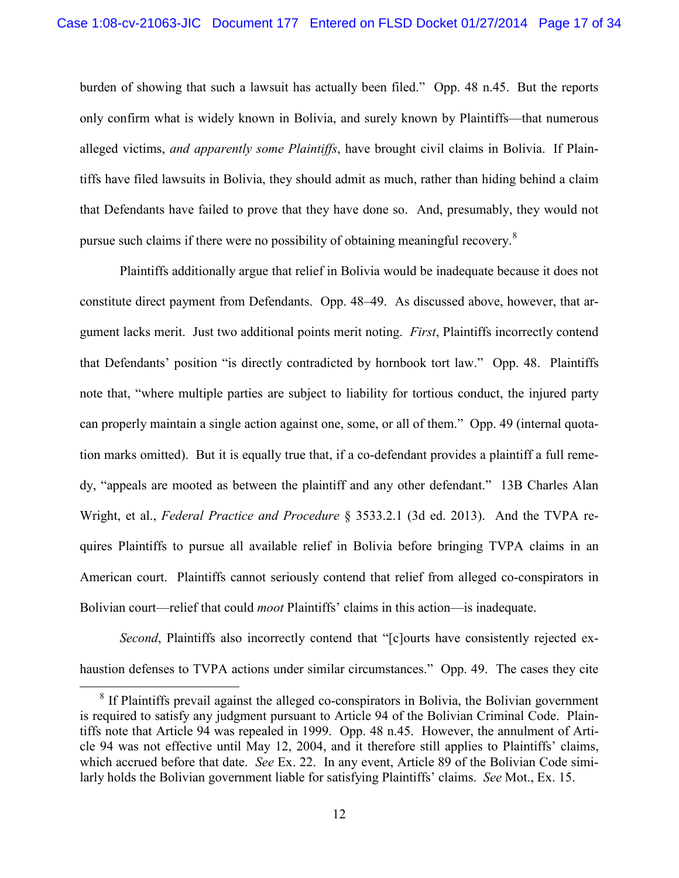burden of showing that such a lawsuit has actually been filed." Opp. 48 n.45. But the reports only confirm what is widely known in Bolivia, and surely known by Plaintiffs—that numerous alleged victims, *and apparently some Plaintiffs*, have brought civil claims in Bolivia. If Plaintiffs have filed lawsuits in Bolivia, they should admit as much, rather than hiding behind a claim that Defendants have failed to prove that they have done so. And, presumably, they would not pursue such claims if there were no possibility of obtaining meaningful recovery.[8]

Plaintiffs additionally argue that relief in Bolivia would be inadequate because it does not constitute direct payment from Defendants. Opp. 48–49. As discussed above, however, that argument lacks merit. Just two additional points merit noting. *First*, Plaintiffs incorrectly contend that Defendants' position "is directly contradicted by hornbook tort law." Opp. 48. Plaintiffs note that, "where multiple parties are subject to liability for tortious conduct, the injured party can properly maintain a single action against one, some, or all of them." Opp. 49 (internal quotation marks omitted). But it is equally true that, if a co-defendant provides a plaintiff a full remedy, "appeals are mooted as between the plaintiff and any other defendant." 13B Charles Alan Wright, et al., *Federal Practice and Procedure* § 3533.2.1 (3d ed. 2013). And the TVPA requires Plaintiffs to pursue all available relief in Bolivia before bringing TVPA claims in an American court. Plaintiffs cannot seriously contend that relief from alleged co-conspirators in Bolivian court—relief that could *moot* Plaintiffs' claims in this action—is inadequate.

*Second*, Plaintiffs also incorrectly contend that "[c]ourts have consistently rejected exhaustion defenses to TVPA actions under similar circumstances." Opp. 49. The cases they cite

[8] If Plaintiffs prevail against the alleged co-conspirators in Bolivia, the Bolivian government is required to satisfy any judgment pursuant to Article 94 of the Bolivian Criminal Code. Plaintiffs note that Article 94 was repealed in 1999. Opp. 48 n.45. However, the annulment of Article 94 was not effective until May 12, 2004, and it therefore still applies to Plaintiffs' claims, which accrued before that date. *See* Ex. 22. In any event, Article 89 of the Bolivian Code similarly holds the Bolivian government liable for satisfying Plaintiffs' claims. *See* Mot., Ex. 15.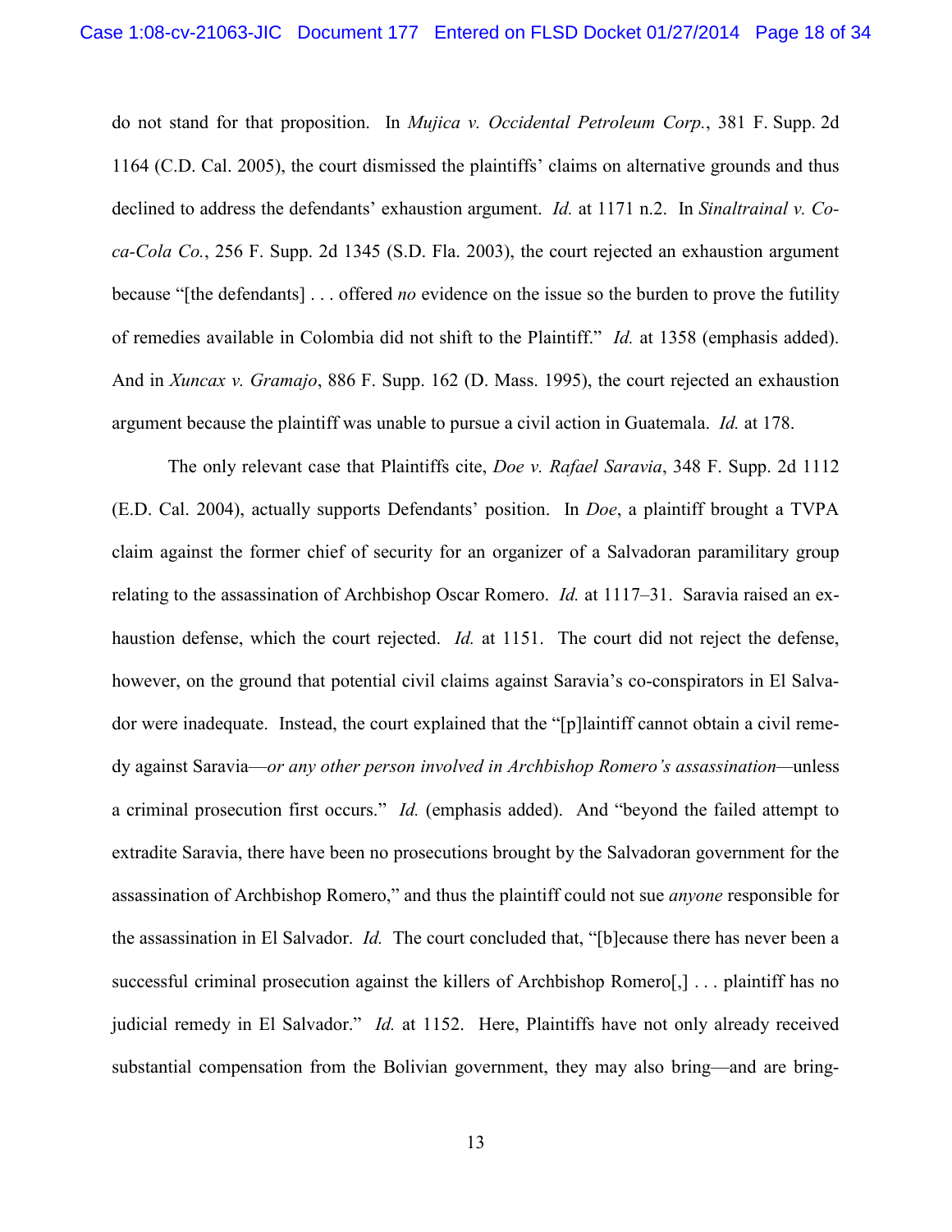do not stand for that proposition. In *Mujica v. Occidental Petroleum Corp.*, 381 F. Supp. 2d 1164 (C.D. Cal. 2005), the court dismissed the plaintiffs' claims on alternative grounds and thus declined to address the defendants' exhaustion argument. *Id.* at 1171 n.2. In *Sinaltrainal v. Coca-Cola Co.*, 256 F. Supp. 2d 1345 (S.D. Fla. 2003), the court rejected an exhaustion argument because "[the defendants] . . . offered *no* evidence on the issue so the burden to prove the futility of remedies available in Colombia did not shift to the Plaintiff." *Id.* at 1358 (emphasis added). And in *Xuncax v. Gramajo*, 886 F. Supp. 162 (D. Mass. 1995), the court rejected an exhaustion argument because the plaintiff was unable to pursue a civil action in Guatemala. *Id.* at 178.

The only relevant case that Plaintiffs cite, *Doe v. Rafael Saravia*, 348 F. Supp. 2d 1112 (E.D. Cal. 2004), actually supports Defendants' position. In *Doe*, a plaintiff brought a TVPA claim against the former chief of security for an organizer of a Salvadoran paramilitary group relating to the assassination of Archbishop Oscar Romero. *Id.* at 1117–31. Saravia raised an exhaustion defense, which the court rejected. *Id.* at 1151. The court did not reject the defense, however, on the ground that potential civil claims against Saravia's co-conspirators in El Salvador were inadequate. Instead, the court explained that the "[p]laintiff cannot obtain a civil remedy against Saravia—*or any other person involved in Archbishop Romero's assassination*—unless a criminal prosecution first occurs." *Id.* (emphasis added). And "beyond the failed attempt to extradite Saravia, there have been no prosecutions brought by the Salvadoran government for the assassination of Archbishop Romero," and thus the plaintiff could not sue *anyone* responsible for the assassination in El Salvador. *Id.* The court concluded that, "[b]ecause there has never been a successful criminal prosecution against the killers of Archbishop Romero[,] . . . plaintiff has no judicial remedy in El Salvador." *Id.* at 1152. Here, Plaintiffs have not only already received substantial compensation from the Bolivian government, they may also bring—and are bring-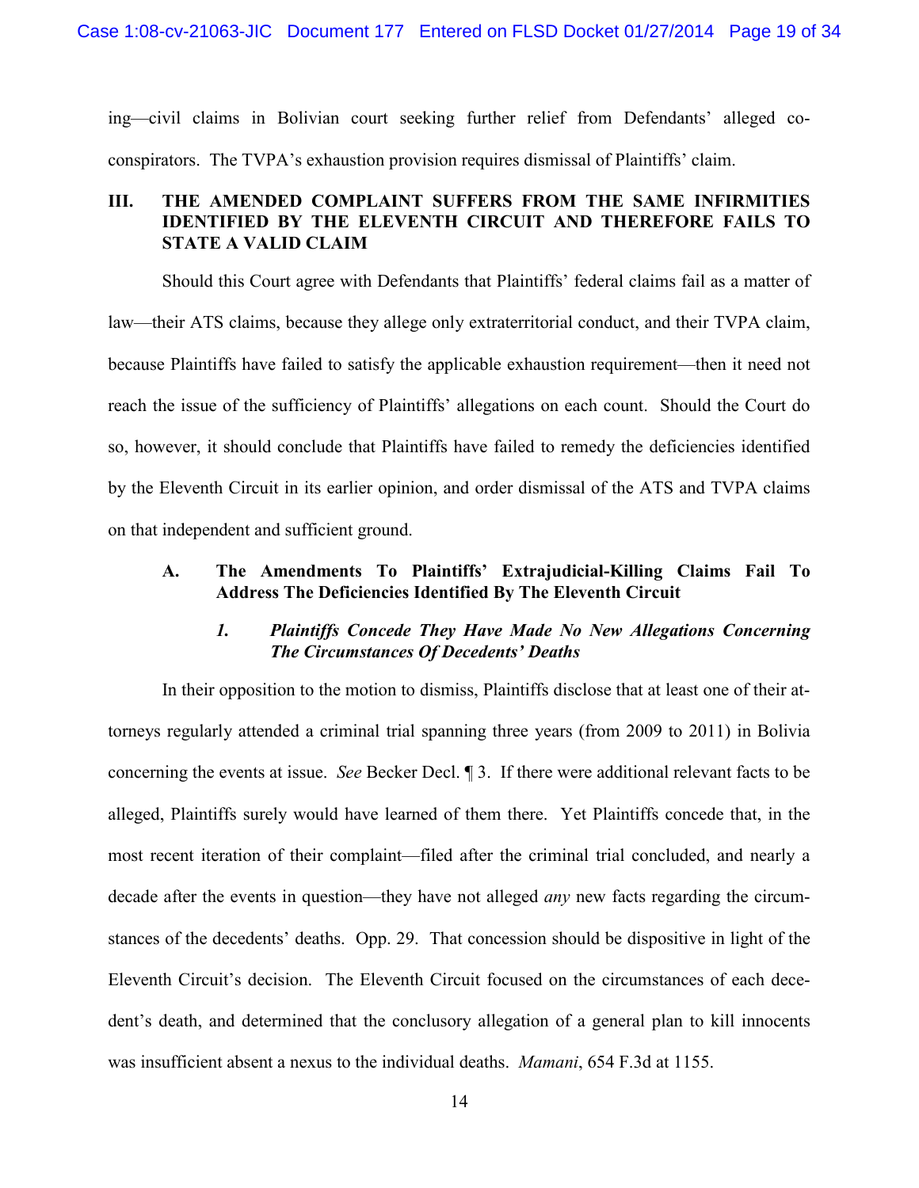ing—civil claims in Bolivian court seeking further relief from Defendants' alleged co-conspirators. The TVPA's exhaustion provision requires dismissal of Plaintiffs' claim.

## III. THE AMENDED COMPLAINT SUFFERS FROM THE SAME INFIRMITIES IDENTIFIED BY THE ELEVENTH CIRCUIT AND THEREFORE FAILS TO STATE A VALID CLAIM

Should this Court agree with Defendants that Plaintiffs' federal claims fail as a matter of law—their ATS claims, because they allege only extraterritorial conduct, and their TVPA claim, because Plaintiffs have failed to satisfy the applicable exhaustion requirement—then it need not reach the issue of the sufficiency of Plaintiffs' allegations on each count. Should the Court do so, however, it should conclude that Plaintiffs have failed to remedy the deficiencies identified by the Eleventh Circuit in its earlier opinion, and order dismissal of the ATS and TVPA claims on that independent and sufficient ground.

### A. The Amendments To Plaintiffs' Extrajudicial-Killing Claims Fail To Address The Deficiencies Identified By The Eleventh Circuit

#### *1. Plaintiffs Concede They Have Made No New Allegations Concerning The Circumstances Of Decedents' Deaths*

In their opposition to the motion to dismiss, Plaintiffs disclose that at least one of their attorneys regularly attended a criminal trial spanning three years (from 2009 to 2011) in Bolivia concerning the events at issue. *See* Becker Decl. ¶ 3. If there were additional relevant facts to be alleged, Plaintiffs surely would have learned of them there. Yet Plaintiffs concede that, in the most recent iteration of their complaint—filed after the criminal trial concluded, and nearly a decade after the events in question—they have not alleged *any* new facts regarding the circumstances of the decedents' deaths. Opp. 29. That concession should be dispositive in light of the Eleventh Circuit's decision. The Eleventh Circuit focused on the circumstances of each decedent's death, and determined that the conclusory allegation of a general plan to kill innocents was insufficient absent a nexus to the individual deaths. *Mamani*, 654 F.3d at 1155.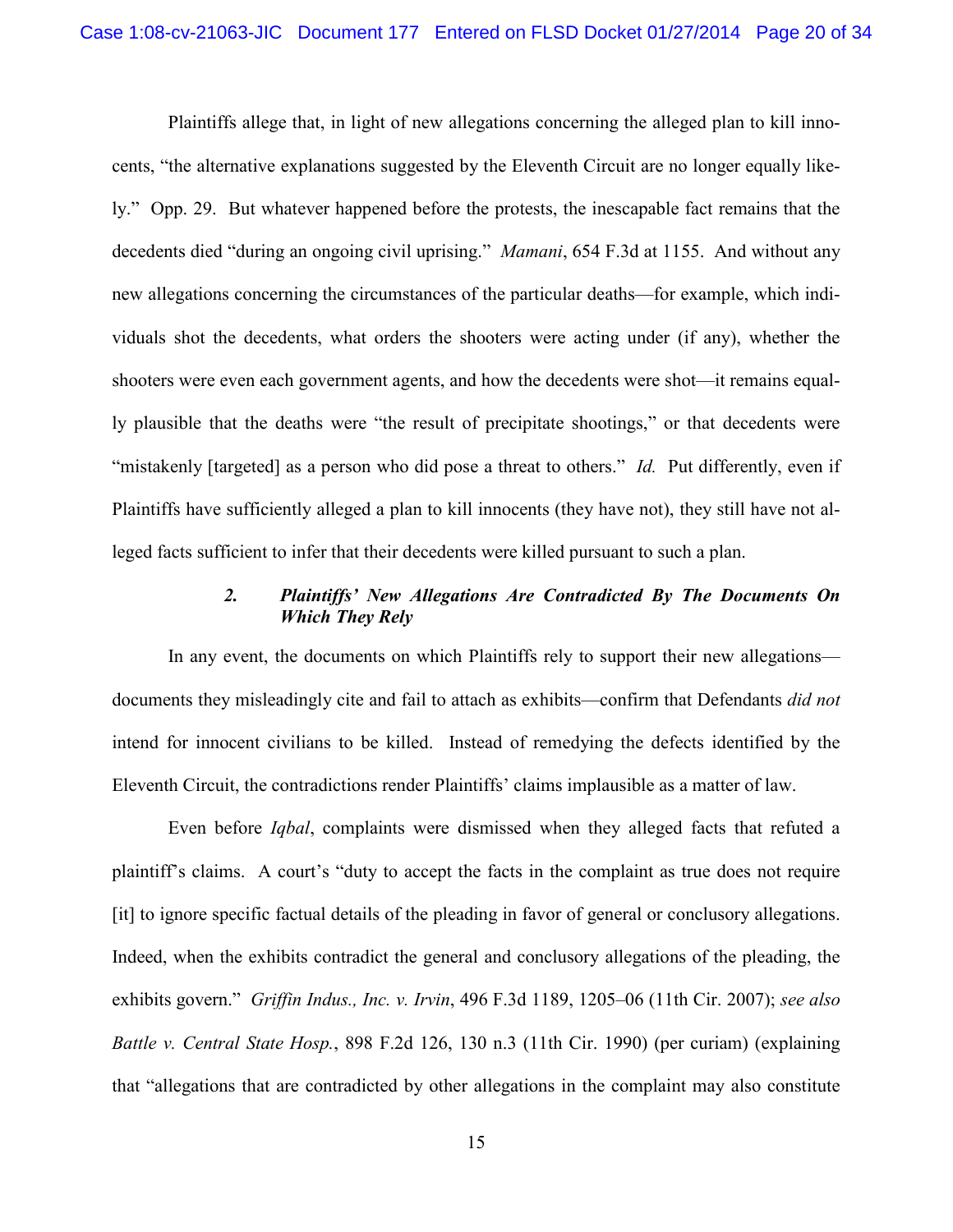Plaintiffs allege that, in light of new allegations concerning the alleged plan to kill innocents, "the alternative explanations suggested by the Eleventh Circuit are no longer equally likely." Opp. 29. But whatever happened before the protests, the inescapable fact remains that the decedents died "during an ongoing civil uprising." *Mamani*, 654 F.3d at 1155. And without any new allegations concerning the circumstances of the particular deaths—for example, which individuals shot the decedents, what orders the shooters were acting under (if any), whether the shooters were even each government agents, and how the decedents were shot—it remains equally plausible that the deaths were "the result of precipitate shootings," or that decedents were "mistakenly [targeted] as a person who did pose a threat to others." *Id.* Put differently, even if Plaintiffs have sufficiently alleged a plan to kill innocents (they have not), they still have not alleged facts sufficient to infer that their decedents were killed pursuant to such a plan.

### *2. Plaintiffs' New Allegations Are Contradicted By The Documents On Which They Rely*

In any event, the documents on which Plaintiffs rely to support their new allegations—documents they misleadingly cite and fail to attach as exhibits—confirm that Defendants *did not* intend for innocent civilians to be killed. Instead of remedying the defects identified by the Eleventh Circuit, the contradictions render Plaintiffs' claims implausible as a matter of law.

Even before *Iqbal*, complaints were dismissed when they alleged facts that refuted a plaintiff's claims. A court's "duty to accept the facts in the complaint as true does not require [it] to ignore specific factual details of the pleading in favor of general or conclusory allegations. Indeed, when the exhibits contradict the general and conclusory allegations of the pleading, the exhibits govern." *Griffin Indus., Inc. v. Irvin*, 496 F.3d 1189, 1205–06 (11th Cir. 2007); *see also Battle v. Central State Hosp.*, 898 F.2d 126, 130 n.3 (11th Cir. 1990) (per curiam) (explaining that "allegations that are contradicted by other allegations in the complaint may also constitute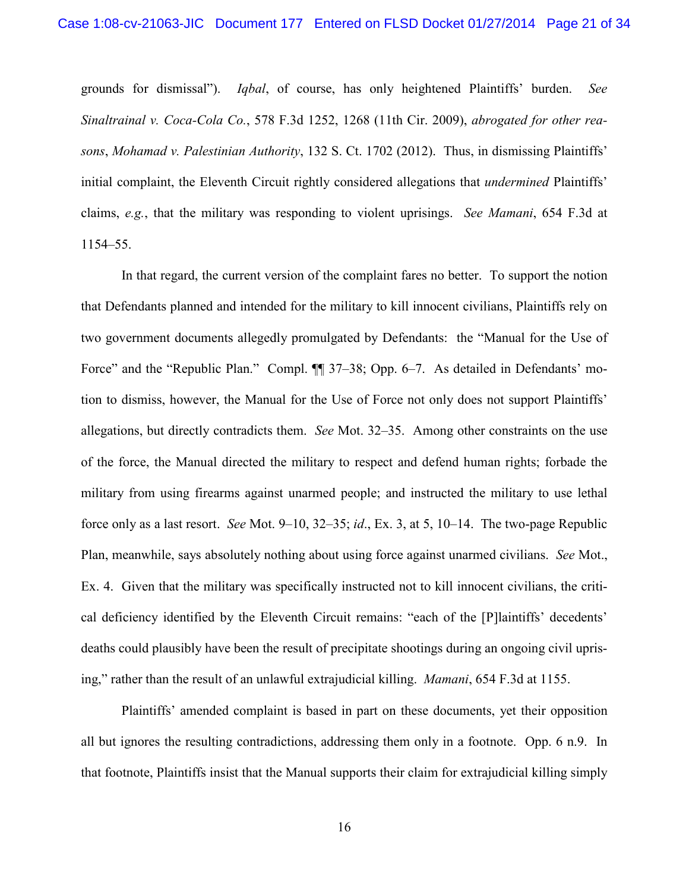grounds for dismissal"). *Iqbal*, of course, has only heightened Plaintiffs' burden. *See Sinaltrainal v. Coca-Cola Co.*, 578 F.3d 1252, 1268 (11th Cir. 2009), *abrogated for other reasons*, *Mohamad v. Palestinian Authority*, 132 S. Ct. 1702 (2012). Thus, in dismissing Plaintiffs' initial complaint, the Eleventh Circuit rightly considered allegations that *undermined* Plaintiffs' claims, *e.g.*, that the military was responding to violent uprisings. *See Mamani*, 654 F.3d at 1154–55.

In that regard, the current version of the complaint fares no better. To support the notion that Defendants planned and intended for the military to kill innocent civilians, Plaintiffs rely on two government documents allegedly promulgated by Defendants: the "Manual for the Use of Force" and the "Republic Plan." Compl. ¶¶ 37–38; Opp. 6–7. As detailed in Defendants' motion to dismiss, however, the Manual for the Use of Force not only does not support Plaintiffs' allegations, but directly contradicts them. *See* Mot. 32–35. Among other constraints on the use of the force, the Manual directed the military to respect and defend human rights; forbade the military from using firearms against unarmed people; and instructed the military to use lethal force only as a last resort. *See* Mot. 9–10, 32–35; *id*., Ex. 3, at 5, 10–14. The two-page Republic Plan, meanwhile, says absolutely nothing about using force against unarmed civilians. *See* Mot., Ex. 4. Given that the military was specifically instructed not to kill innocent civilians, the critical deficiency identified by the Eleventh Circuit remains: "each of the [P]laintiffs' decedents' deaths could plausibly have been the result of precipitate shootings during an ongoing civil uprising," rather than the result of an unlawful extrajudicial killing. *Mamani*, 654 F.3d at 1155.

Plaintiffs' amended complaint is based in part on these documents, yet their opposition all but ignores the resulting contradictions, addressing them only in a footnote. Opp. 6 n.9. In that footnote, Plaintiffs insist that the Manual supports their claim for extrajudicial killing simply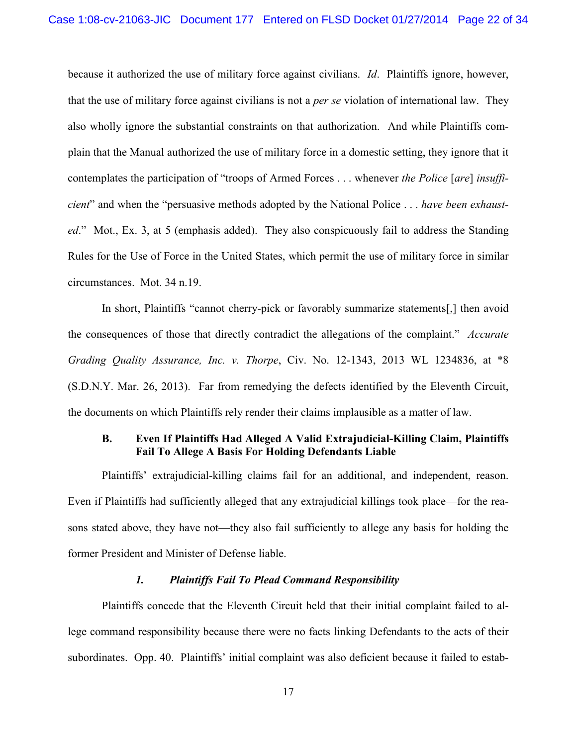because it authorized the use of military force against civilians. *Id*. Plaintiffs ignore, however, that the use of military force against civilians is not a *per se* violation of international law. They also wholly ignore the substantial constraints on that authorization. And while Plaintiffs complain that the Manual authorized the use of military force in a domestic setting, they ignore that it contemplates the participation of "troops of Armed Forces . . . whenever *the Police* [*are*] *insufficient*" and when the "persuasive methods adopted by the National Police . . . *have been exhausted*." Mot., Ex. 3, at 5 (emphasis added). They also conspicuously fail to address the Standing Rules for the Use of Force in the United States, which permit the use of military force in similar circumstances. Mot. 34 n.19.

In short, Plaintiffs "cannot cherry-pick or favorably summarize statements[,] then avoid the consequences of those that directly contradict the allegations of the complaint." *Accurate Grading Quality Assurance, Inc. v. Thorpe*, Civ. No. 12-1343, 2013 WL 1234836, at *8 (S.D.N.Y. Mar. 26, 2013). Far from remedying the defects identified by the Eleventh Circuit, the documents on which Plaintiffs rely render their claims implausible as a matter of law.

### B. Even If Plaintiffs Had Alleged A Valid Extrajudicial-Killing Claim, Plaintiffs Fail To Allege A Basis For Holding Defendants Liable

Plaintiffs' extrajudicial-killing claims fail for an additional, and independent, reason. Even if Plaintiffs had sufficiently alleged that any extrajudicial killings took place—for the reasons stated above, they have not—they also fail sufficiently to allege any basis for holding the former President and Minister of Defense liable.

#### *1. Plaintiffs Fail To Plead Command Responsibility*

Plaintiffs concede that the Eleventh Circuit held that their initial complaint failed to allege command responsibility because there were no facts linking Defendants to the acts of their subordinates. Opp. 40. Plaintiffs' initial complaint was also deficient because it failed to estab-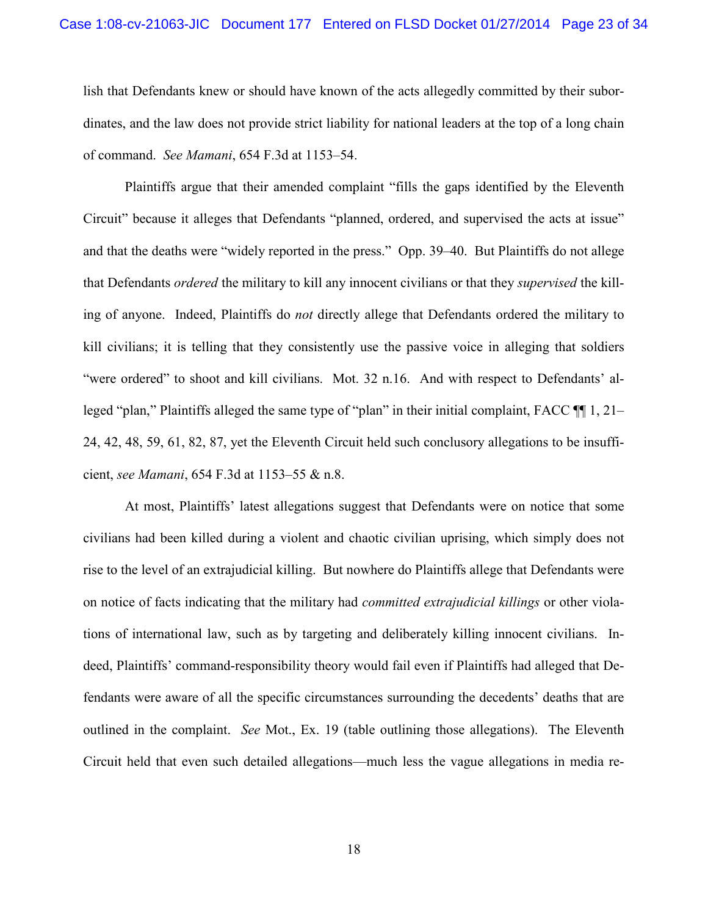lish that Defendants knew or should have known of the acts allegedly committed by their subordinates, and the law does not provide strict liability for national leaders at the top of a long chain of command. *See Mamani*, 654 F.3d at 1153–54.

Plaintiffs argue that their amended complaint "fills the gaps identified by the Eleventh Circuit" because it alleges that Defendants "planned, ordered, and supervised the acts at issue" and that the deaths were "widely reported in the press." Opp. 39–40. But Plaintiffs do not allege that Defendants *ordered* the military to kill any innocent civilians or that they *supervised* the killing of anyone. Indeed, Plaintiffs do *not* directly allege that Defendants ordered the military to kill civilians; it is telling that they consistently use the passive voice in alleging that soldiers "were ordered" to shoot and kill civilians. Mot. 32 n.16. And with respect to Defendants' alleged "plan," Plaintiffs alleged the same type of "plan" in their initial complaint, FACC ¶¶ 1, 21–24, 42, 48, 59, 61, 82, 87, yet the Eleventh Circuit held such conclusory allegations to be insufficient, *see Mamani*, 654 F.3d at 1153–55 & n.8.

At most, Plaintiffs' latest allegations suggest that Defendants were on notice that some civilians had been killed during a violent and chaotic civilian uprising, which simply does not rise to the level of an extrajudicial killing. But nowhere do Plaintiffs allege that Defendants were on notice of facts indicating that the military had *committed extrajudicial killings* or other violations of international law, such as by targeting and deliberately killing innocent civilians. Indeed, Plaintiffs' command-responsibility theory would fail even if Plaintiffs had alleged that Defendants were aware of all the specific circumstances surrounding the decedents' deaths that are outlined in the complaint. *See* Mot., Ex. 19 (table outlining those allegations). The Eleventh Circuit held that even such detailed allegations—much less the vague allegations in media re-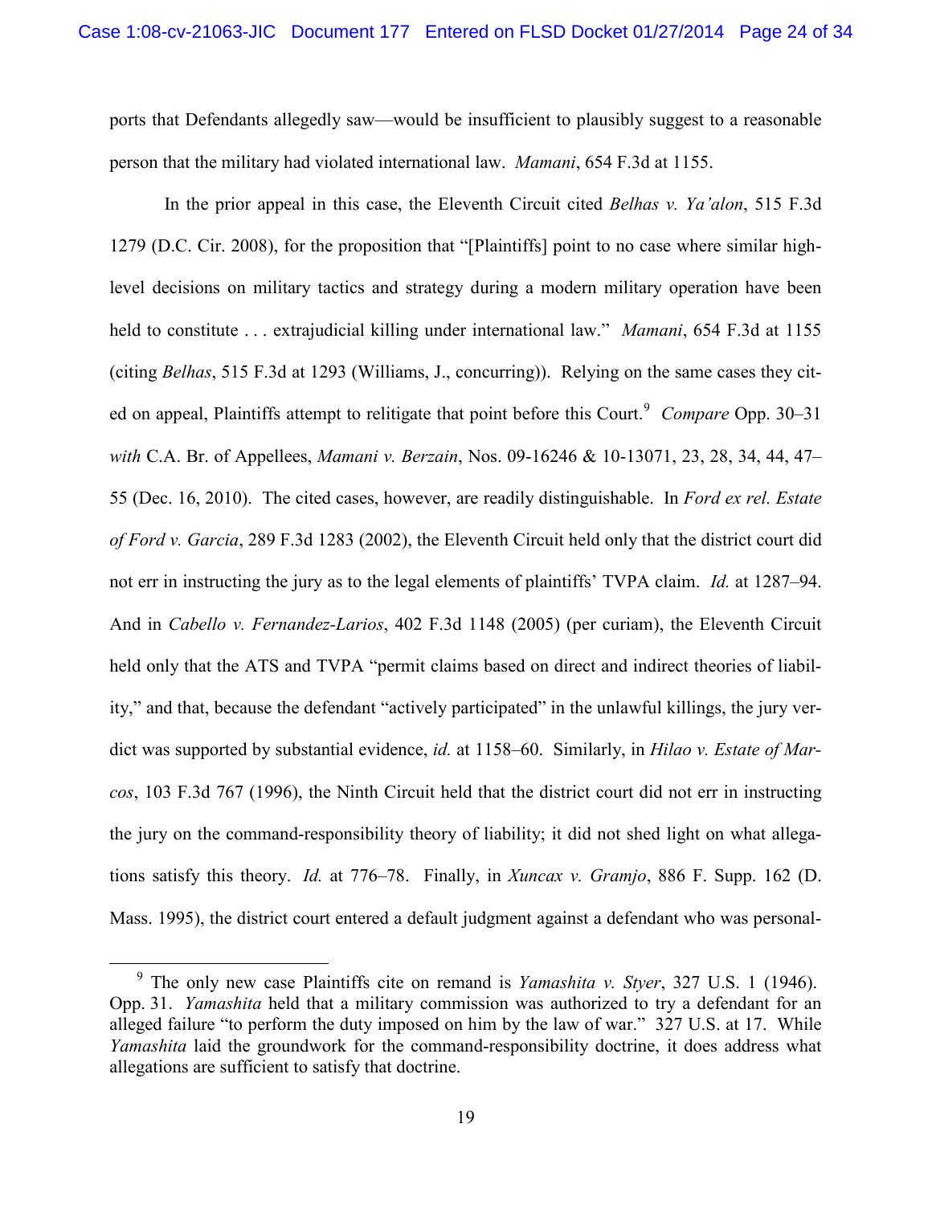ports that Defendants allegedly saw—would be insufficient to plausibly suggest to a reasonable person that the military had violated international law. *Mamani*, 654 F.3d at 1155.

In the prior appeal in this case, the Eleventh Circuit cited *Belhas v. Ya'alon*, 515 F.3d 1279 (D.C. Cir. 2008), for the proposition that "[Plaintiffs] point to no case where similar high-level decisions on military tactics and strategy during a modern military operation have been held to constitute . . . extrajudicial killing under international law." *Mamani*, 654 F.3d at 1155 (citing *Belhas*, 515 F.3d at 1293 (Williams, J., concurring)). Relying on the same cases they cited on appeal, Plaintiffs attempt to relitigate that point before this Court.[9] *Compare* Opp. 30–31 *with* C.A. Br. of Appellees, *Mamani v. Berzain*, Nos. 09-16246 & 10-13071, 23, 28, 34, 44, 47–55 (Dec. 16, 2010). The cited cases, however, are readily distinguishable. In *Ford ex rel. Estate of Ford v. Garcia*, 289 F.3d 1283 (2002), the Eleventh Circuit held only that the district court did not err in instructing the jury as to the legal elements of plaintiffs' TVPA claim. *Id.* at 1287–94. And in *Cabello v. Fernandez-Larios*, 402 F.3d 1148 (2005) (per curiam), the Eleventh Circuit held only that the ATS and TVPA "permit claims based on direct and indirect theories of liability," and that, because the defendant "actively participated" in the unlawful killings, the jury verdict was supported by substantial evidence, *id.* at 1158–60. Similarly, in *Hilao v. Estate of Marcos*, 103 F.3d 767 (1996), the Ninth Circuit held that the district court did not err in instructing the jury on the command-responsibility theory of liability; it did not shed light on what allegations satisfy this theory. *Id.* at 776–78. Finally, in *Xuncax v. Gramjo*, 886 F. Supp. 162 (D. Mass. 1995), the district court entered a default judgment against a defendant who was personal-

---

[9] The only new case Plaintiffs cite on remand is *Yamashita v. Styer*, 327 U.S. 1 (1946). Opp. 31. *Yamashita* held that a military commission was authorized to try a defendant for an alleged failure "to perform the duty imposed on him by the law of war." 327 U.S. at 17. While *Yamashita* laid the groundwork for the command-responsibility doctrine, it does address what allegations are sufficient to satisfy that doctrine.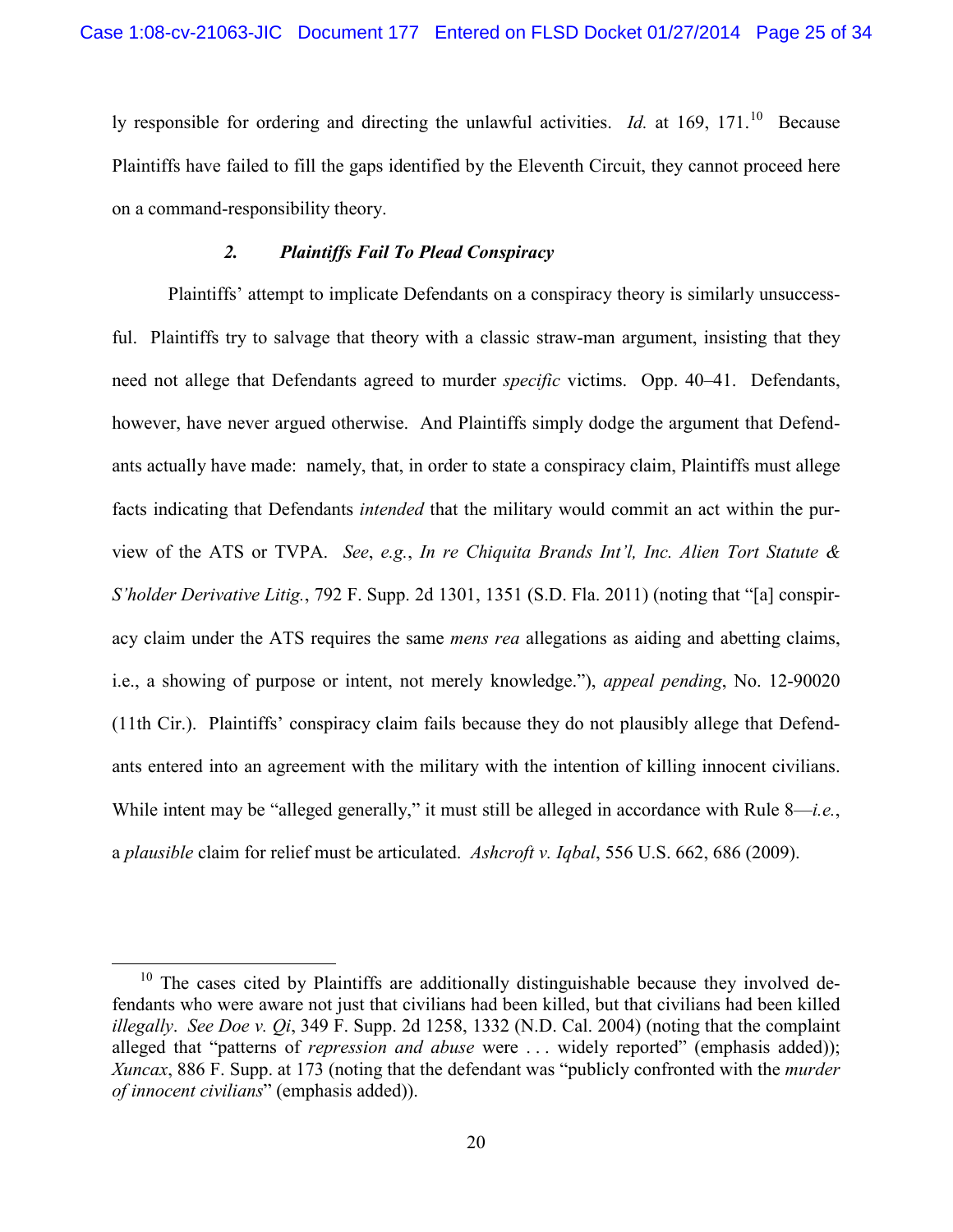ly responsible for ordering and directing the unlawful activities. *Id.* at 169, 171.[10] Because Plaintiffs have failed to fill the gaps identified by the Eleventh Circuit, they cannot proceed here on a command-responsibility theory.

### *2. Plaintiffs Fail To Plead Conspiracy*

Plaintiffs' attempt to implicate Defendants on a conspiracy theory is similarly unsuccessful. Plaintiffs try to salvage that theory with a classic straw-man argument, insisting that they need not allege that Defendants agreed to murder *specific* victims. Opp. 40–41. Defendants, however, have never argued otherwise. And Plaintiffs simply dodge the argument that Defendants actually have made: namely, that, in order to state a conspiracy claim, Plaintiffs must allege facts indicating that Defendants *intended* that the military would commit an act within the purview of the ATS or TVPA. *See*, *e.g.*, *In re Chiquita Brands Int'l, Inc. Alien Tort Statute & S'holder Derivative Litig.*, 792 F. Supp. 2d 1301, 1351 (S.D. Fla. 2011) (noting that "[a] conspiracy claim under the ATS requires the same *mens rea* allegations as aiding and abetting claims, i.e., a showing of purpose or intent, not merely knowledge."), *appeal pending*, No. 12-90020 (11th Cir.). Plaintiffs' conspiracy claim fails because they do not plausibly allege that Defendants entered into an agreement with the military with the intention of killing innocent civilians. While intent may be "alleged generally," it must still be alleged in accordance with Rule 8—*i.e.*, a *plausible* claim for relief must be articulated. *Ashcroft v. Iqbal*, 556 U.S. 662, 686 (2009).

---

[10] The cases cited by Plaintiffs are additionally distinguishable because they involved defendants who were aware not just that civilians had been killed, but that civilians had been killed *illegally*. *See Doe v. Qi*, 349 F. Supp. 2d 1258, 1332 (N.D. Cal. 2004) (noting that the complaint alleged that "patterns of *repression and abuse* were . . . widely reported" (emphasis added)); *Xuncax*, 886 F. Supp. at 173 (noting that the defendant was "publicly confronted with the *murder of innocent civilians*" (emphasis added)).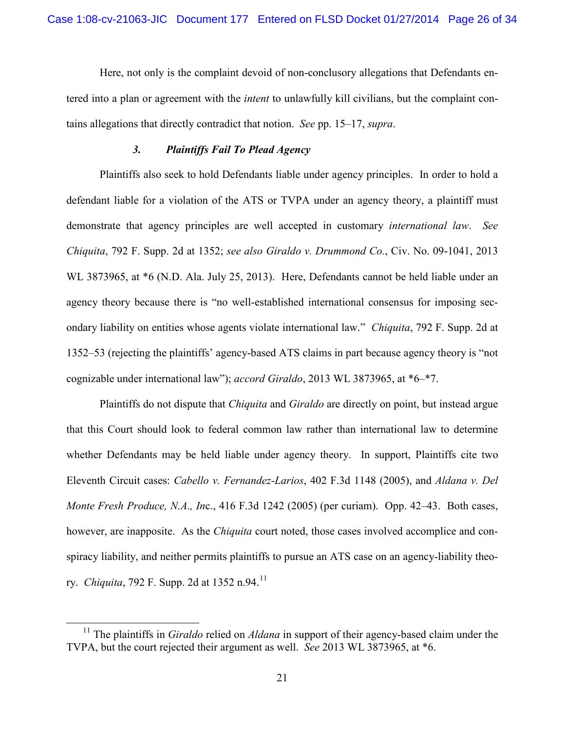Here, not only is the complaint devoid of non-conclusory allegations that Defendants entered into a plan or agreement with the *intent* to unlawfully kill civilians, but the complaint contains allegations that directly contradict that notion. *See* pp. 15–17, *supra*.

### *3. Plaintiffs Fail To Plead Agency*

Plaintiffs also seek to hold Defendants liable under agency principles. In order to hold a defendant liable for a violation of the ATS or TVPA under an agency theory, a plaintiff must demonstrate that agency principles are well accepted in customary *international law*. *See Chiquita*, 792 F. Supp. 2d at 1352; *see also Giraldo v. Drummond Co.*, Civ. No. 09-1041, 2013 WL 3873965, at *6 (N.D. Ala. July 25, 2013). Here, Defendants cannot be held liable under an agency theory because there is "no well-established international consensus for imposing secondary liability on entities whose agents violate international law." *Chiquita*, 792 F. Supp. 2d at 1352–53 (rejecting the plaintiffs' agency-based ATS claims in part because agency theory is "not cognizable under international law"); *accord Giraldo*, 2013 WL 3873965, at *6–*7.

Plaintiffs do not dispute that *Chiquita* and *Giraldo* are directly on point, but instead argue that this Court should look to federal common law rather than international law to determine whether Defendants may be held liable under agency theory. In support, Plaintiffs cite two Eleventh Circuit cases: *Cabello v. Fernandez-Larios*, 402 F.3d 1148 (2005), and *Aldana v. Del Monte Fresh Produce, N.A., In*c., 416 F.3d 1242 (2005) (per curiam). Opp. 42–43. Both cases, however, are inapposite. As the *Chiquita* court noted, those cases involved accomplice and conspiracy liability, and neither permits plaintiffs to pursue an ATS case on an agency-liability theory. *Chiquita*, 792 F. Supp. 2d at 1352 n.94.[11]

[11] The plaintiffs in *Giraldo* relied on *Aldana* in support of their agency-based claim under the TVPA, but the court rejected their argument as well. *See* 2013 WL 3873965, at *6.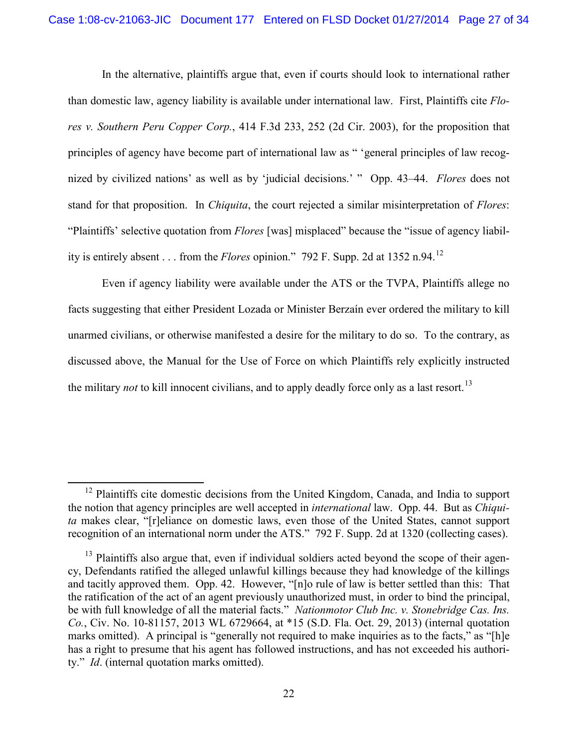In the alternative, plaintiffs argue that, even if courts should look to international rather than domestic law, agency liability is available under international law. First, Plaintiffs cite *Flores v. Southern Peru Copper Corp.*, 414 F.3d 233, 252 (2d Cir. 2003), for the proposition that principles of agency have become part of international law as " 'general principles of law recognized by civilized nations' as well as by 'judicial decisions.' " Opp. 43–44. *Flores* does not stand for that proposition. In *Chiquita*, the court rejected a similar misinterpretation of *Flores*: "Plaintiffs' selective quotation from *Flores* [was] misplaced" because the "issue of agency liability is entirely absent . . . from the *Flores* opinion." 792 F. Supp. 2d at 1352 n.94.[12]

Even if agency liability were available under the ATS or the TVPA, Plaintiffs allege no facts suggesting that either President Lozada or Minister Berzaín ever ordered the military to kill unarmed civilians, or otherwise manifested a desire for the military to do so. To the contrary, as discussed above, the Manual for the Use of Force on which Plaintiffs rely explicitly instructed the military *not* to kill innocent civilians, and to apply deadly force only as a last resort.[13]

---

[12] Plaintiffs cite domestic decisions from the United Kingdom, Canada, and India to support the notion that agency principles are well accepted in *international* law. Opp. 44. But as *Chiquita* makes clear, "[r]eliance on domestic laws, even those of the United States, cannot support recognition of an international norm under the ATS." 792 F. Supp. 2d at 1320 (collecting cases).

[13] Plaintiffs also argue that, even if individual soldiers acted beyond the scope of their agency, Defendants ratified the alleged unlawful killings because they had knowledge of the killings and tacitly approved them. Opp. 42. However, "[n]o rule of law is better settled than this: That the ratification of the act of an agent previously unauthorized must, in order to bind the principal, be with full knowledge of all the material facts." *Nationmotor Club Inc. v. Stonebridge Cas. Ins. Co.*, Civ. No. 10-81157, 2013 WL 6729664, at *15 (S.D. Fla. Oct. 29, 2013) (internal quotation marks omitted). A principal is "generally not required to make inquiries as to the facts," as "[h]e has a right to presume that his agent has followed instructions, and has not exceeded his authority." *Id*. (internal quotation marks omitted).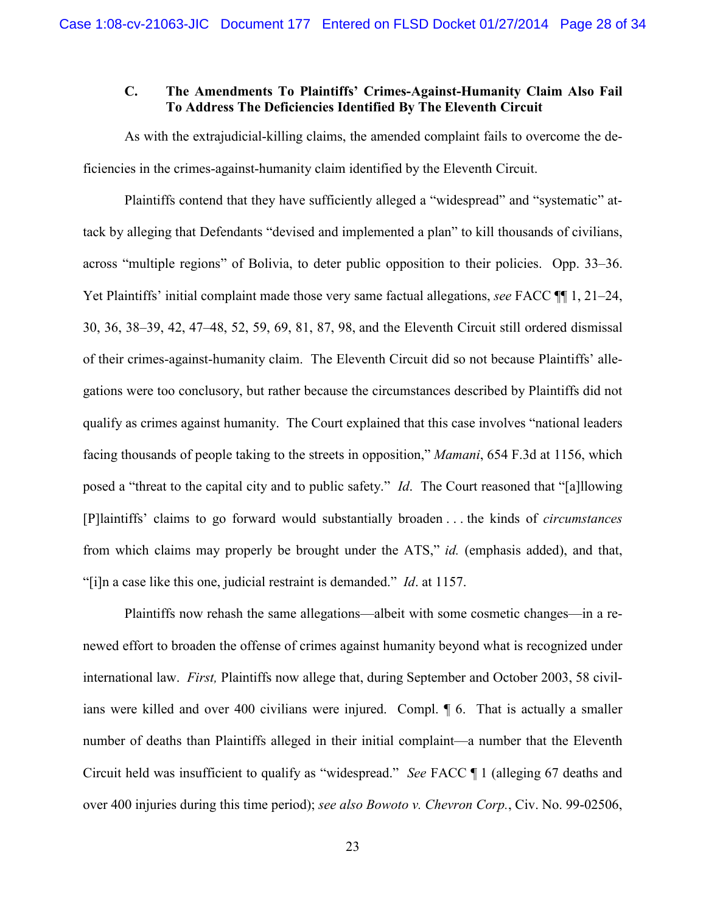### C. The Amendments To Plaintiffs' Crimes-Against-Humanity Claim Also Fail To Address The Deficiencies Identified By The Eleventh Circuit

As with the extrajudicial-killing claims, the amended complaint fails to overcome the deficiencies in the crimes-against-humanity claim identified by the Eleventh Circuit.

Plaintiffs contend that they have sufficiently alleged a "widespread" and "systematic" attack by alleging that Defendants "devised and implemented a plan" to kill thousands of civilians, across "multiple regions" of Bolivia, to deter public opposition to their policies. Opp. 33–36. Yet Plaintiffs' initial complaint made those very same factual allegations, *see* FACC ¶¶ 1, 21–24, 30, 36, 38–39, 42, 47–48, 52, 59, 69, 81, 87, 98, and the Eleventh Circuit still ordered dismissal of their crimes-against-humanity claim. The Eleventh Circuit did so not because Plaintiffs' allegations were too conclusory, but rather because the circumstances described by Plaintiffs did not qualify as crimes against humanity. The Court explained that this case involves "national leaders facing thousands of people taking to the streets in opposition," *Mamani*, 654 F.3d at 1156, which posed a "threat to the capital city and to public safety." *Id*. The Court reasoned that "[a]llowing [P]laintiffs' claims to go forward would substantially broaden . . . the kinds of *circumstances* from which claims may properly be brought under the ATS," *id.* (emphasis added), and that, "[i]n a case like this one, judicial restraint is demanded." *Id*. at 1157.

Plaintiffs now rehash the same allegations—albeit with some cosmetic changes—in a renewed effort to broaden the offense of crimes against humanity beyond what is recognized under international law. *First,* Plaintiffs now allege that, during September and October 2003, 58 civilians were killed and over 400 civilians were injured. Compl. ¶ 6. That is actually a smaller number of deaths than Plaintiffs alleged in their initial complaint—a number that the Eleventh Circuit held was insufficient to qualify as "widespread." *See* FACC ¶ 1 (alleging 67 deaths and over 400 injuries during this time period); *see also Bowoto v. Chevron Corp.*, Civ. No. 99-02506,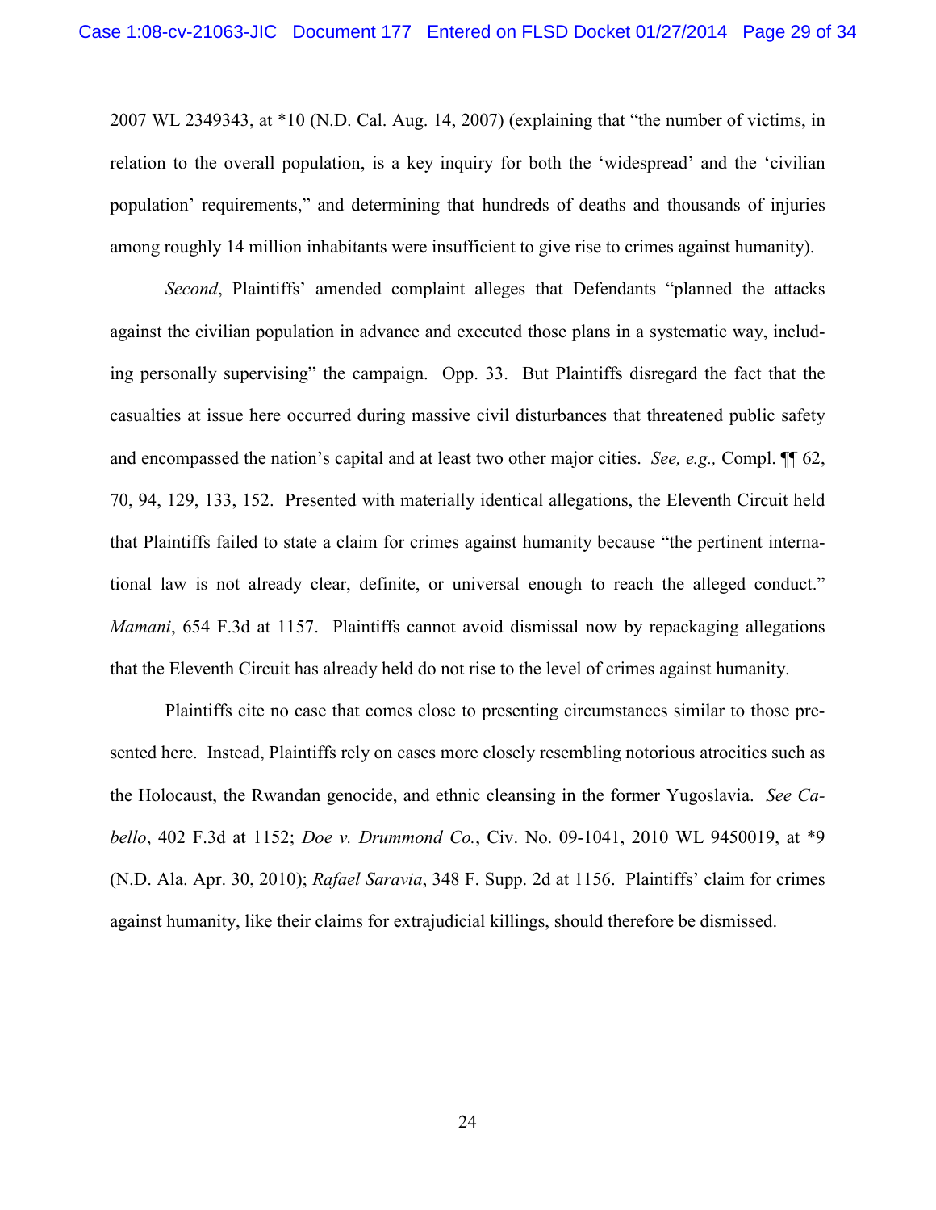2007 WL 2349343, at *10 (N.D. Cal. Aug. 14, 2007) (explaining that "the number of victims, in relation to the overall population, is a key inquiry for both the 'widespread' and the 'civilian population' requirements," and determining that hundreds of deaths and thousands of injuries among roughly 14 million inhabitants were insufficient to give rise to crimes against humanity).

*Second*, Plaintiffs' amended complaint alleges that Defendants "planned the attacks against the civilian population in advance and executed those plans in a systematic way, including personally supervising" the campaign. Opp. 33. But Plaintiffs disregard the fact that the casualties at issue here occurred during massive civil disturbances that threatened public safety and encompassed the nation's capital and at least two other major cities. *See, e.g.,* Compl. ¶¶ 62, 70, 94, 129, 133, 152. Presented with materially identical allegations, the Eleventh Circuit held that Plaintiffs failed to state a claim for crimes against humanity because "the pertinent international law is not already clear, definite, or universal enough to reach the alleged conduct." *Mamani*, 654 F.3d at 1157. Plaintiffs cannot avoid dismissal now by repackaging allegations that the Eleventh Circuit has already held do not rise to the level of crimes against humanity.

Plaintiffs cite no case that comes close to presenting circumstances similar to those presented here. Instead, Plaintiffs rely on cases more closely resembling notorious atrocities such as the Holocaust, the Rwandan genocide, and ethnic cleansing in the former Yugoslavia. *See Cabello*, 402 F.3d at 1152; *Doe v. Drummond Co.*, Civ. No. 09-1041, 2010 WL 9450019, at *9 (N.D. Ala. Apr. 30, 2010); *Rafael Saravia*, 348 F. Supp. 2d at 1156. Plaintiffs' claim for crimes against humanity, like their claims for extrajudicial killings, should therefore be dismissed.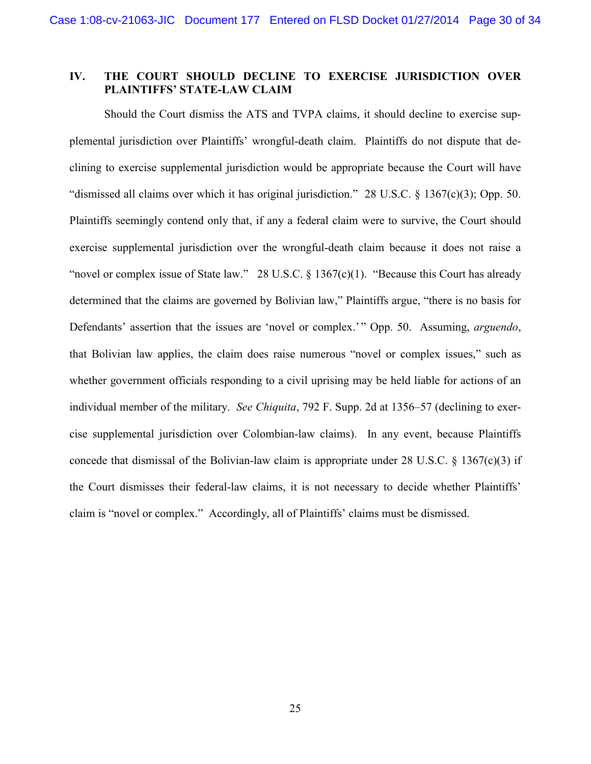## IV. THE COURT SHOULD DECLINE TO EXERCISE JURISDICTION OVER PLAINTIFFS' STATE-LAW CLAIM

Should the Court dismiss the ATS and TVPA claims, it should decline to exercise supplemental jurisdiction over Plaintiffs' wrongful-death claim. Plaintiffs do not dispute that declining to exercise supplemental jurisdiction would be appropriate because the Court will have "dismissed all claims over which it has original jurisdiction." 28 U.S.C. § 1367(c)(3); Opp. 50. Plaintiffs seemingly contend only that, if any a federal claim were to survive, the Court should exercise supplemental jurisdiction over the wrongful-death claim because it does not raise a "novel or complex issue of State law." 28 U.S.C. § 1367(c)(1). "Because this Court has already determined that the claims are governed by Bolivian law," Plaintiffs argue, "there is no basis for Defendants' assertion that the issues are 'novel or complex.'" Opp. 50. Assuming, *arguendo*, that Bolivian law applies, the claim does raise numerous "novel or complex issues," such as whether government officials responding to a civil uprising may be held liable for actions of an individual member of the military. *See Chiquita*, 792 F. Supp. 2d at 1356–57 (declining to exercise supplemental jurisdiction over Colombian-law claims). In any event, because Plaintiffs concede that dismissal of the Bolivian-law claim is appropriate under 28 U.S.C. § 1367(c)(3) if the Court dismisses their federal-law claims, it is not necessary to decide whether Plaintiffs' claim is "novel or complex." Accordingly, all of Plaintiffs' claims must be dismissed.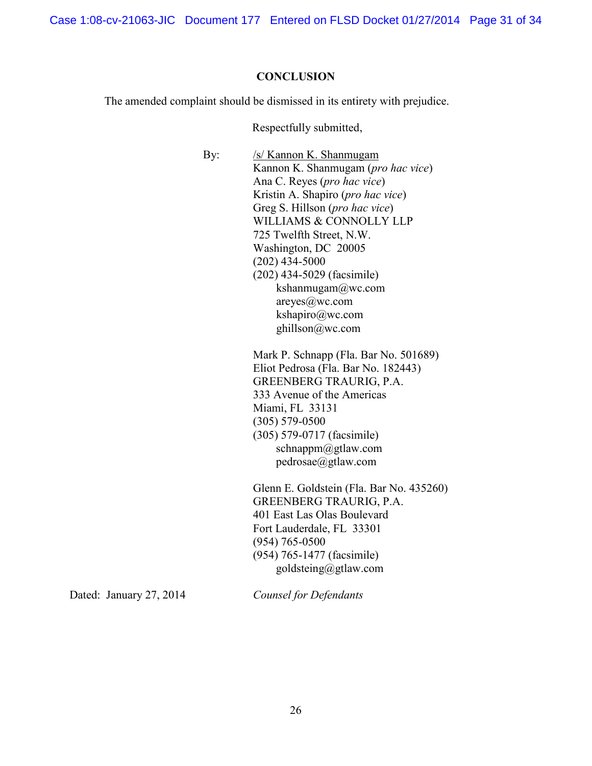## CONCLUSION

The amended complaint should be dismissed in its entirety with prejudice.

Respectfully submitted,

By: /s/ Kannon K. Shanmugam
Kannon K. Shanmugam (*pro hac vice*)
Ana C. Reyes (*pro hac vice*)
Kristin A. Shapiro (*pro hac vice*)
Greg S. Hillson (*pro hac vice*)
WILLIAMS & CONNOLLY LLP
725 Twelfth Street, N.W.
Washington, DC 20005
(202) 434-5000
(202) 434-5029 (facsimile)
kshanmugam@wc.com
areyes@wc.com
kshapiro@wc.com
ghillson@wc.com

Mark P. Schnapp (Fla. Bar No. 501689)
Eliot Pedrosa (Fla. Bar No. 182443)
GREENBERG TRAURIG, P.A.
333 Avenue of the Americas
Miami, FL 33131
(305) 579-0500
(305) 579-0717 (facsimile)
schnappm@gtlaw.com
pedrosae@gtlaw.com

Glenn E. Goldstein (Fla. Bar No. 435260)
GREENBERG TRAURIG, P.A.
401 East Las Olas Boulevard
Fort Lauderdale, FL 33301
(954) 765-0500
(954) 765-1477 (facsimile)
goldsteing@gtlaw.com

Dated: January 27, 2014

*Counsel for Defendants*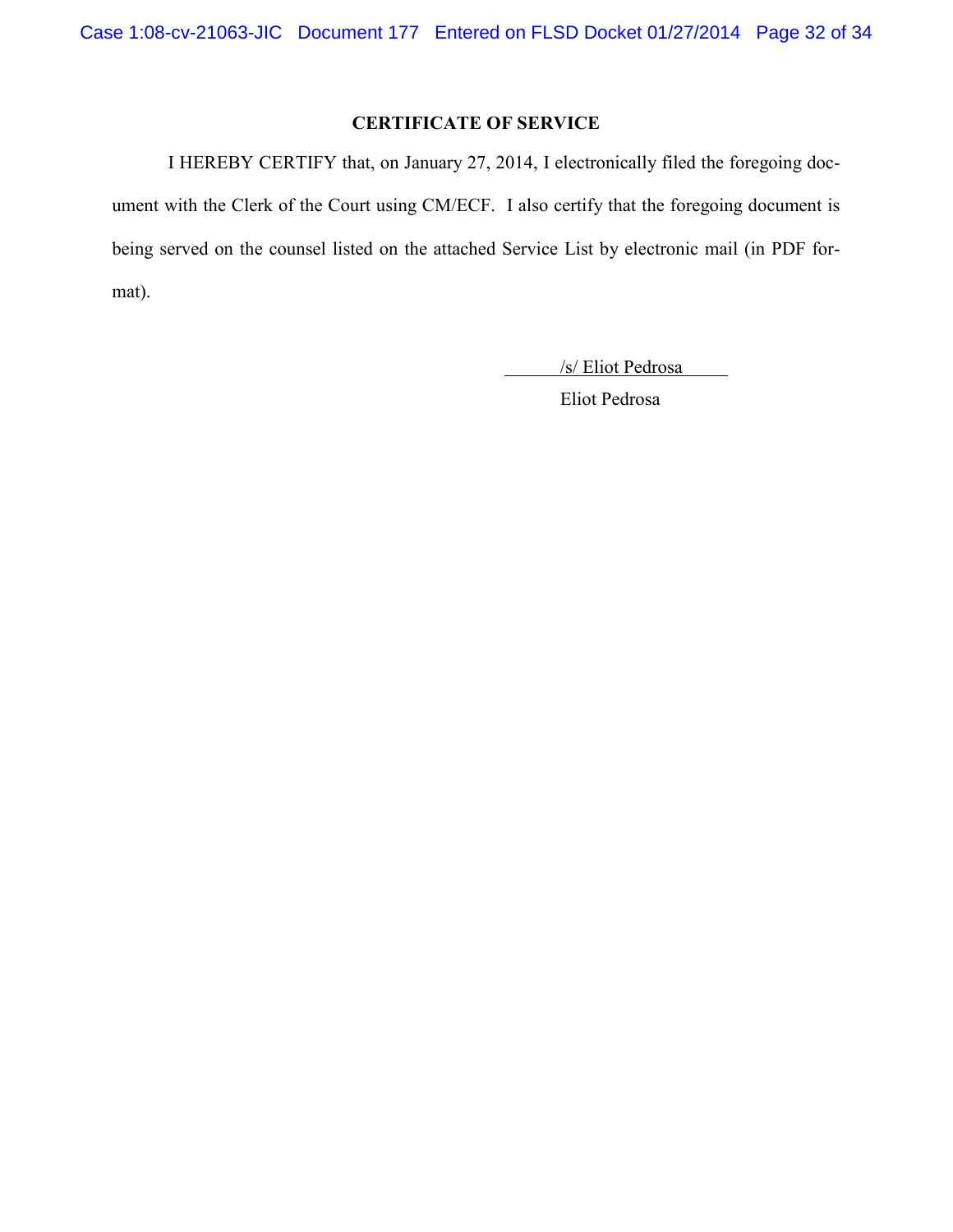## CERTIFICATE OF SERVICE

I HEREBY CERTIFY that, on January 27, 2014, I electronically filed the foregoing document with the Clerk of the Court using CM/ECF. I also certify that the foregoing document is being served on the counsel listed on the attached Service List by electronic mail (in PDF format).

/s/ Eliot Pedrosa
Eliot Pedrosa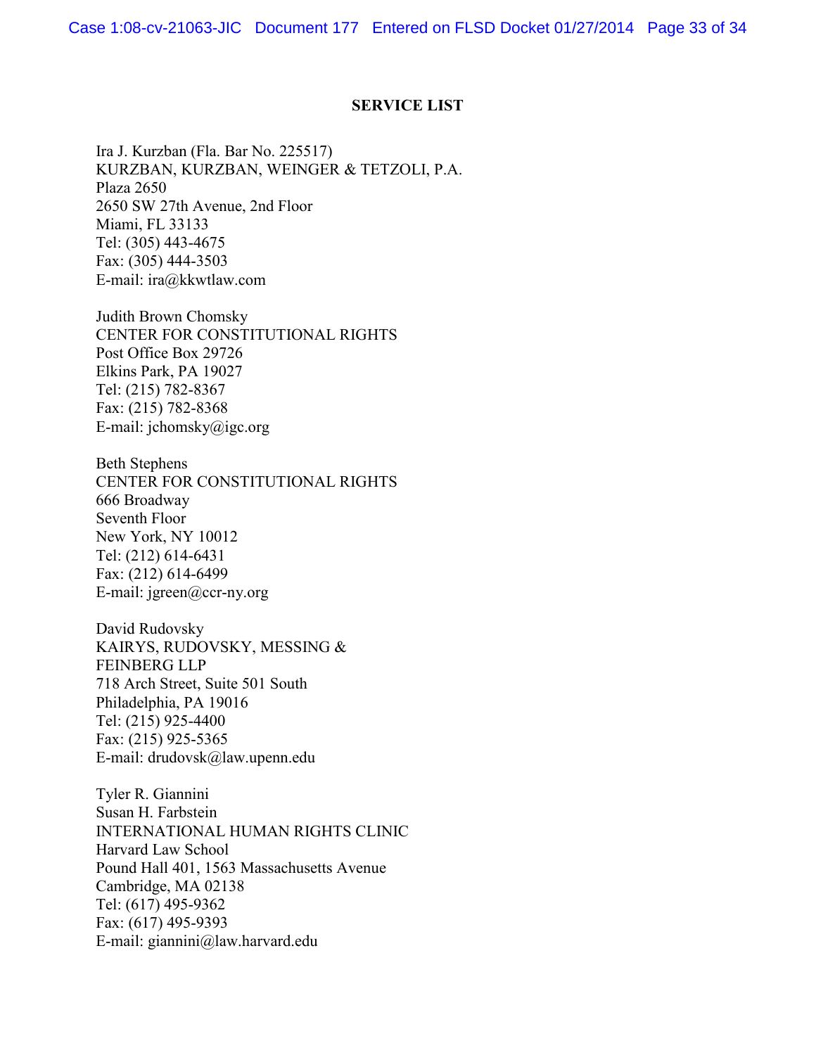**SERVICE LIST**

Ira J. Kurzban (Fla. Bar No. 225517)
KURZBAN, KURZBAN, WEINGER & TETZOLI, P.A.
Plaza 2650
2650 SW 27th Avenue, 2nd Floor
Miami, FL 33133
Tel: (305) 443-4675
Fax: (305) 444-3503
E-mail: ira@kkwtlaw.com

Judith Brown Chomsky
CENTER FOR CONSTITUTIONAL RIGHTS
Post Office Box 29726
Elkins Park, PA 19027
Tel: (215) 782-8367
Fax: (215) 782-8368
E-mail: jchomsky@igc.org

Beth Stephens
CENTER FOR CONSTITUTIONAL RIGHTS
666 Broadway
Seventh Floor
New York, NY 10012
Tel: (212) 614-6431
Fax: (212) 614-6499
E-mail: jgreen@ccr-ny.org

David Rudovsky
KAIRYS, RUDOVSKY, MESSING &
FEINBERG LLP
718 Arch Street, Suite 501 South
Philadelphia, PA 19016
Tel: (215) 925-4400
Fax: (215) 925-5365
E-mail: drudovsk@law.upenn.edu

Tyler R. Giannini
Susan H. Farbstein
INTERNATIONAL HUMAN RIGHTS CLINIC
Harvard Law School
Pound Hall 401, 1563 Massachusetts Avenue
Cambridge, MA 02138
Tel: (617) 495-9362
Fax: (617) 495-9393
E-mail: giannini@law.harvard.edu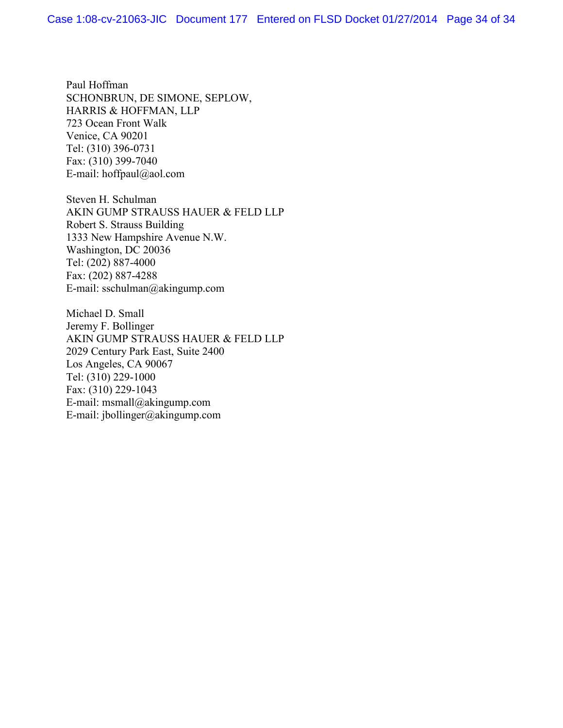Paul Hoffman
SCHONBRUN, DE SIMONE, SEPLOW,
HARRIS & HOFFMAN, LLP
723 Ocean Front Walk
Venice, CA 90201
Tel: (310) 396-0731
Fax: (310) 399-7040
E-mail: hoffpaul@aol.com

Steven H. Schulman
AKIN GUMP STRAUSS HAUER & FELD LLP
Robert S. Strauss Building
1333 New Hampshire Avenue N.W.
Washington, DC 20036
Tel: (202) 887-4000
Fax: (202) 887-4288
E-mail: sschulman@akingump.com

Michael D. Small
Jeremy F. Bollinger
AKIN GUMP STRAUSS HAUER & FELD LLP
2029 Century Park East, Suite 2400
Los Angeles, CA 90067
Tel: (310) 229-1000
Fax: (310) 229-1043
E-mail: msmall@akingump.com
E-mail: jbollinger@akingump.com